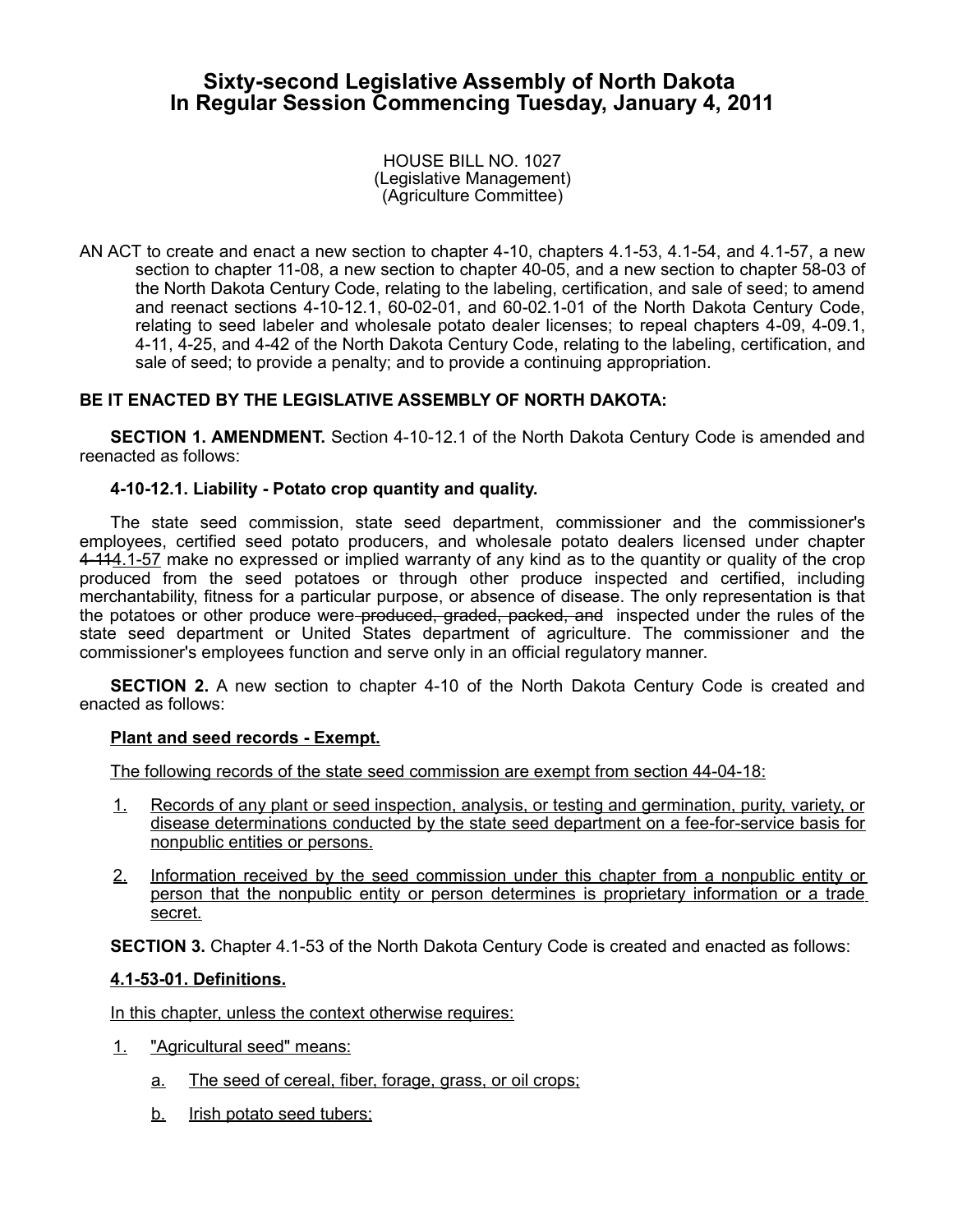# Sixty-second Legislative Assembly of North Dakota
# In Regular Session Commencing Tuesday, January 4, 2011

HOUSE BILL NO. 1027
(Legislative Management)
(Agriculture Committee)

AN ACT to create and enact a new section to chapter 4-10, chapters 4.1-53, 4.1-54, and 4.1-57, a new section to chapter 11-08, a new section to chapter 40-05, and a new section to chapter 58-03 of the North Dakota Century Code, relating to the labeling, certification, and sale of seed; to amend and reenact sections 4-10-12.1, 60-02-01, and 60-02.1-01 of the North Dakota Century Code, relating to seed labeler and wholesale potato dealer licenses; to repeal chapters 4-09, 4-09.1, 4-11, 4-25, and 4-42 of the North Dakota Century Code, relating to the labeling, certification, and sale of seed; to provide a penalty; and to provide a continuing appropriation.

**BE IT ENACTED BY THE LEGISLATIVE ASSEMBLY OF NORTH DAKOTA:**

**SECTION 1. AMENDMENT.** Section 4-10-12.1 of the North Dakota Century Code is amended and reenacted as follows:

**4-10-12.1. Liability - Potato crop quantity and quality.**

The state seed commission, state seed department, commissioner and the commissioner's employees, certified seed potato producers, and wholesale potato dealers licensed under chapter ~~4-11~~4.1-57 make no expressed or implied warranty of any kind as to the quantity or quality of the crop produced from the seed potatoes or through other produce inspected and certified, including merchantability, fitness for a particular purpose, or absence of disease. The only representation is that the potatoes or other produce were ~~produced, graded, packed, and~~ inspected under the rules of the state seed department or United States department of agriculture. The commissioner and the commissioner's employees function and serve only in an official regulatory manner.

**SECTION 2.** A new section to chapter 4-10 of the North Dakota Century Code is created and enacted as follows:

**Plant and seed records - Exempt.**

The following records of the state seed commission are exempt from section 44-04-18:

1. Records of any plant or seed inspection, analysis, or testing and germination, purity, variety, or disease determinations conducted by the state seed department on a fee-for-service basis for nonpublic entities or persons.
2. Information received by the seed commission under this chapter from a nonpublic entity or person that the nonpublic entity or person determines is proprietary information or a trade secret.

**SECTION 3.** Chapter 4.1-53 of the North Dakota Century Code is created and enacted as follows:

**4.1-53-01. Definitions.**

In this chapter, unless the context otherwise requires:

1. "Agricultural seed" means:
   a. The seed of cereal, fiber, forage, grass, or oil crops;
   b. Irish potato seed tubers;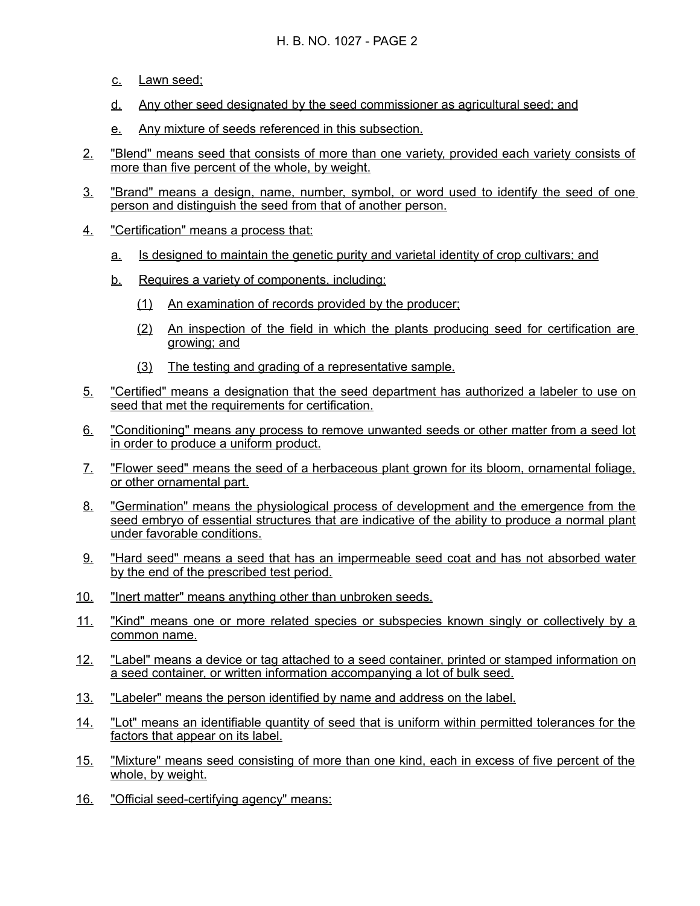c. Lawn seed;

d. Any other seed designated by the seed commissioner as agricultural seed; and

e. Any mixture of seeds referenced in this subsection.

2. "Blend" means seed that consists of more than one variety, provided each variety consists of more than five percent of the whole, by weight.

3. "Brand" means a design, name, number, symbol, or word used to identify the seed of one person and distinguish the seed from that of another person.

4. "Certification" means a process that:

   a. Is designed to maintain the genetic purity and varietal identity of crop cultivars; and

   b. Requires a variety of components, including:

      (1) An examination of records provided by the producer;

      (2) An inspection of the field in which the plants producing seed for certification are growing; and

      (3) The testing and grading of a representative sample.

5. "Certified" means a designation that the seed department has authorized a labeler to use on seed that met the requirements for certification.

6. "Conditioning" means any process to remove unwanted seeds or other matter from a seed lot in order to produce a uniform product.

7. "Flower seed" means the seed of a herbaceous plant grown for its bloom, ornamental foliage, or other ornamental part.

8. "Germination" means the physiological process of development and the emergence from the seed embryo of essential structures that are indicative of the ability to produce a normal plant under favorable conditions.

9. "Hard seed" means a seed that has an impermeable seed coat and has not absorbed water by the end of the prescribed test period.

10. "Inert matter" means anything other than unbroken seeds.

11. "Kind" means one or more related species or subspecies known singly or collectively by a common name.

12. "Label" means a device or tag attached to a seed container, printed or stamped information on a seed container, or written information accompanying a lot of bulk seed.

13. "Labeler" means the person identified by name and address on the label.

14. "Lot" means an identifiable quantity of seed that is uniform within permitted tolerances for the factors that appear on its label.

15. "Mixture" means seed consisting of more than one kind, each in excess of five percent of the whole, by weight.

16. "Official seed-certifying agency" means: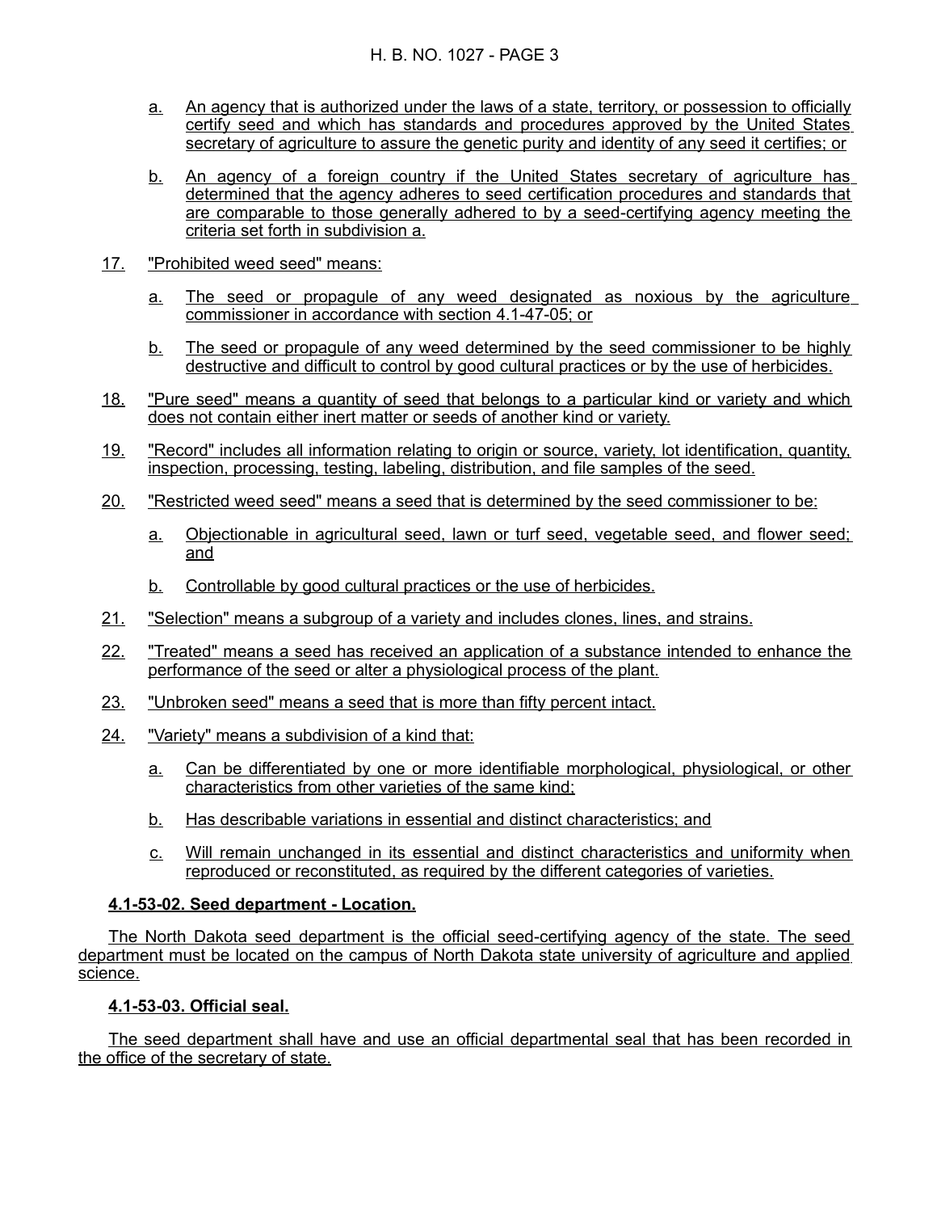a. An agency that is authorized under the laws of a state, territory, or possession to officially certify seed and which has standards and procedures approved by the United States secretary of agriculture to assure the genetic purity and identity of any seed it certifies; or

b. An agency of a foreign country if the United States secretary of agriculture has determined that the agency adheres to seed certification procedures and standards that are comparable to those generally adhered to by a seed-certifying agency meeting the criteria set forth in subdivision a.

17. "Prohibited weed seed" means:

 a. The seed or propagule of any weed designated as noxious by the agriculture commissioner in accordance with section 4.1-47-05; or

 b. The seed or propagule of any weed determined by the seed commissioner to be highly destructive and difficult to control by good cultural practices or by the use of herbicides.

18. "Pure seed" means a quantity of seed that belongs to a particular kind or variety and which does not contain either inert matter or seeds of another kind or variety.

19. "Record" includes all information relating to origin or source, variety, lot identification, quantity, inspection, processing, testing, labeling, distribution, and file samples of the seed.

20. "Restricted weed seed" means a seed that is determined by the seed commissioner to be:

 a. Objectionable in agricultural seed, lawn or turf seed, vegetable seed, and flower seed; and

 b. Controllable by good cultural practices or the use of herbicides.

21. "Selection" means a subgroup of a variety and includes clones, lines, and strains.

22. "Treated" means a seed has received an application of a substance intended to enhance the performance of the seed or alter a physiological process of the plant.

23. "Unbroken seed" means a seed that is more than fifty percent intact.

24. "Variety" means a subdivision of a kind that:

 a. Can be differentiated by one or more identifiable morphological, physiological, or other characteristics from other varieties of the same kind;

 b. Has describable variations in essential and distinct characteristics; and

 c. Will remain unchanged in its essential and distinct characteristics and uniformity when reproduced or reconstituted, as required by the different categories of varieties.

**4.1-53-02. Seed department - Location.**

The North Dakota seed department is the official seed-certifying agency of the state. The seed department must be located on the campus of North Dakota state university of agriculture and applied science.

**4.1-53-03. Official seal.**

The seed department shall have and use an official departmental seal that has been recorded in the office of the secretary of state.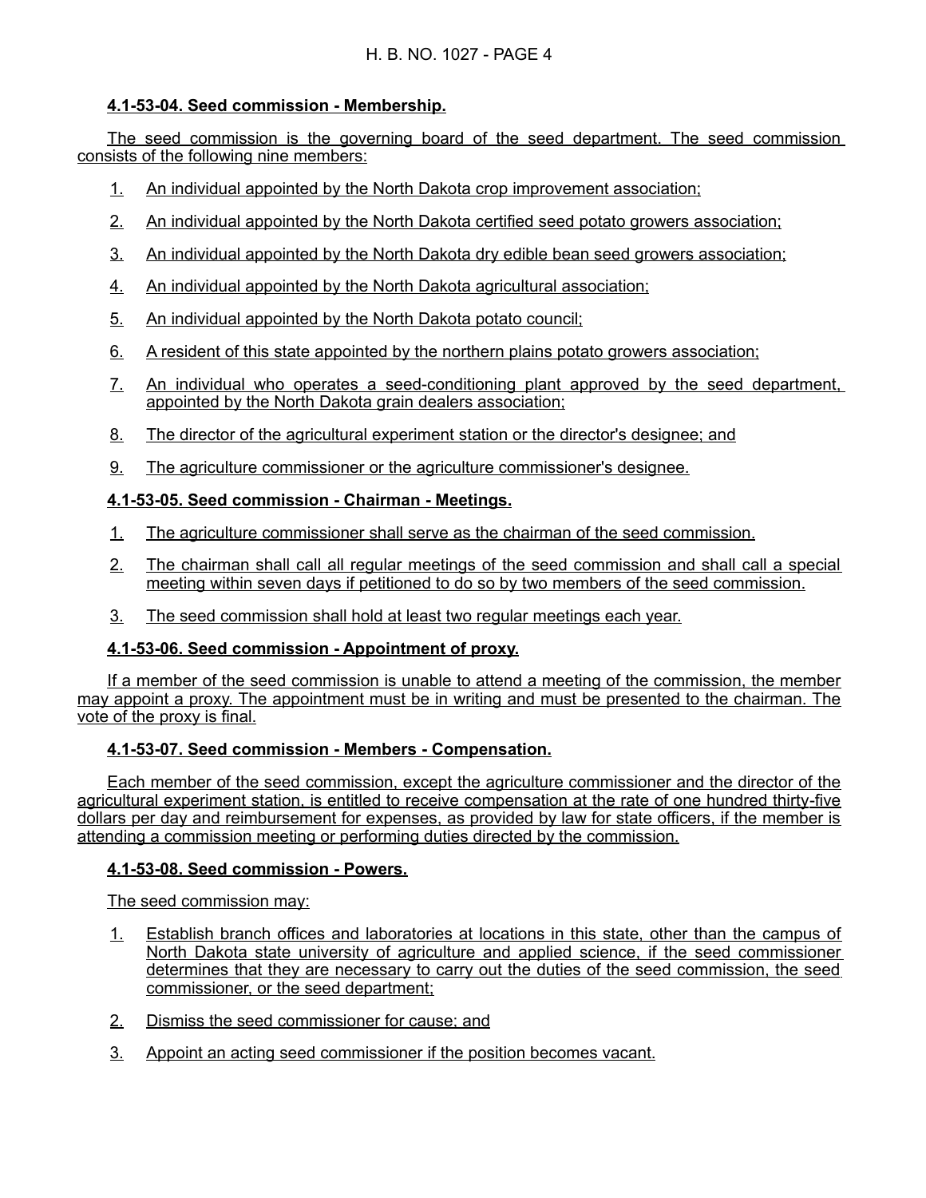**4.1-53-04. Seed commission - Membership.**

The seed commission is the governing board of the seed department. The seed commission consists of the following nine members:

1. An individual appointed by the North Dakota crop improvement association;
2. An individual appointed by the North Dakota certified seed potato growers association;
3. An individual appointed by the North Dakota dry edible bean seed growers association;
4. An individual appointed by the North Dakota agricultural association;
5. An individual appointed by the North Dakota potato council;
6. A resident of this state appointed by the northern plains potato growers association;
7. An individual who operates a seed-conditioning plant approved by the seed department, appointed by the North Dakota grain dealers association;
8. The director of the agricultural experiment station or the director's designee; and
9. The agriculture commissioner or the agriculture commissioner's designee.

**4.1-53-05. Seed commission - Chairman - Meetings.**

1. The agriculture commissioner shall serve as the chairman of the seed commission.
2. The chairman shall call all regular meetings of the seed commission and shall call a special meeting within seven days if petitioned to do so by two members of the seed commission.
3. The seed commission shall hold at least two regular meetings each year.

**4.1-53-06. Seed commission - Appointment of proxy.**

If a member of the seed commission is unable to attend a meeting of the commission, the member may appoint a proxy. The appointment must be in writing and must be presented to the chairman. The vote of the proxy is final.

**4.1-53-07. Seed commission - Members - Compensation.**

Each member of the seed commission, except the agriculture commissioner and the director of the agricultural experiment station, is entitled to receive compensation at the rate of one hundred thirty-five dollars per day and reimbursement for expenses, as provided by law for state officers, if the member is attending a commission meeting or performing duties directed by the commission.

**4.1-53-08. Seed commission - Powers.**

The seed commission may:

1. Establish branch offices and laboratories at locations in this state, other than the campus of North Dakota state university of agriculture and applied science, if the seed commissioner determines that they are necessary to carry out the duties of the seed commission, the seed commissioner, or the seed department;
2. Dismiss the seed commissioner for cause; and
3. Appoint an acting seed commissioner if the position becomes vacant.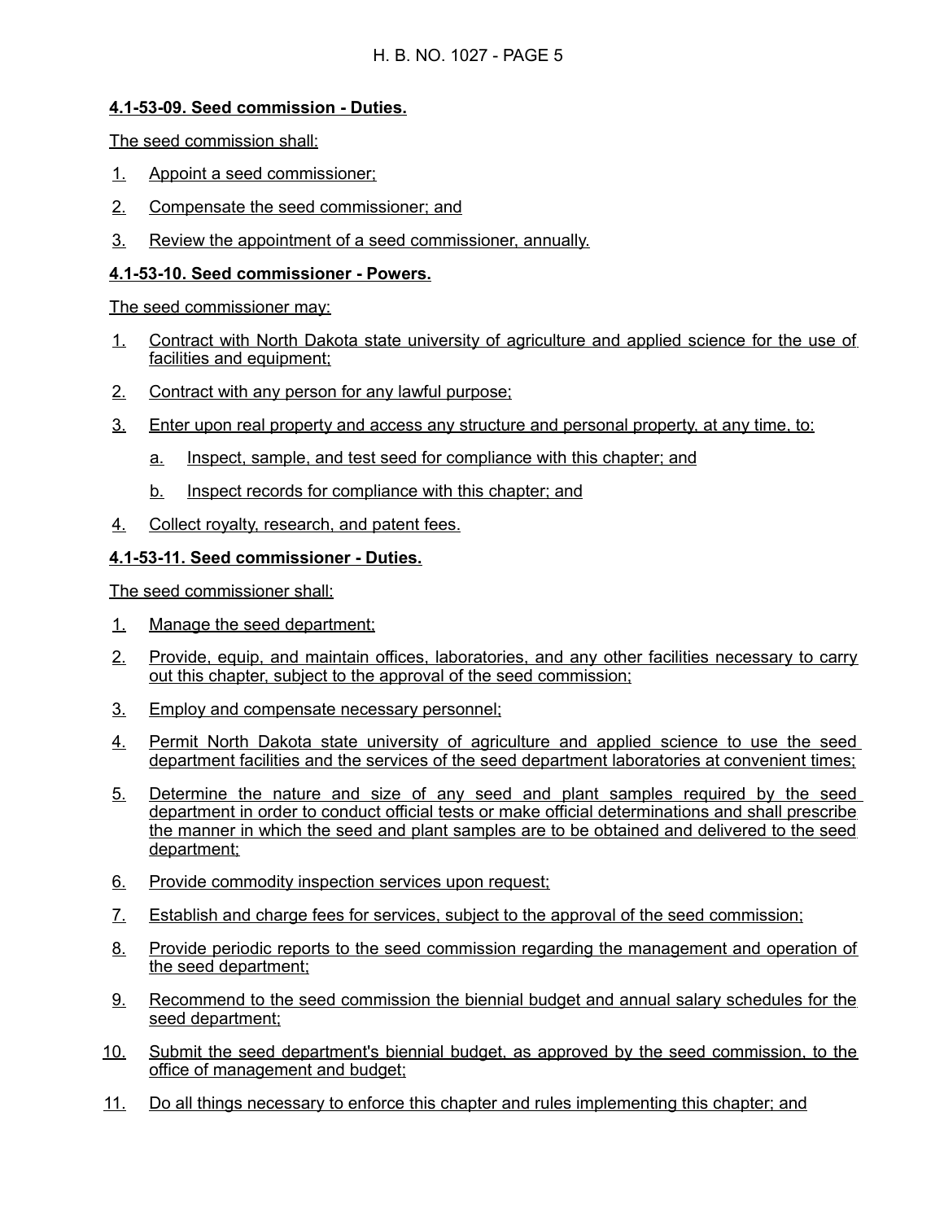**4.1-53-09. Seed commission - Duties.**

The seed commission shall:

1. Appoint a seed commissioner;
2. Compensate the seed commissioner; and
3. Review the appointment of a seed commissioner, annually.

**4.1-53-10. Seed commissioner - Powers.**

The seed commissioner may:

1. Contract with North Dakota state university of agriculture and applied science for the use of facilities and equipment;
2. Contract with any person for any lawful purpose;
3. Enter upon real property and access any structure and personal property, at any time, to:
   a. Inspect, sample, and test seed for compliance with this chapter; and
   b. Inspect records for compliance with this chapter; and
4. Collect royalty, research, and patent fees.

**4.1-53-11. Seed commissioner - Duties.**

The seed commissioner shall:

1. Manage the seed department;
2. Provide, equip, and maintain offices, laboratories, and any other facilities necessary to carry out this chapter, subject to the approval of the seed commission;
3. Employ and compensate necessary personnel;
4. Permit North Dakota state university of agriculture and applied science to use the seed department facilities and the services of the seed department laboratories at convenient times;
5. Determine the nature and size of any seed and plant samples required by the seed department in order to conduct official tests or make official determinations and shall prescribe the manner in which the seed and plant samples are to be obtained and delivered to the seed department;
6. Provide commodity inspection services upon request;
7. Establish and charge fees for services, subject to the approval of the seed commission;
8. Provide periodic reports to the seed commission regarding the management and operation of the seed department;
9. Recommend to the seed commission the biennial budget and annual salary schedules for the seed department;
10. Submit the seed department's biennial budget, as approved by the seed commission, to the office of management and budget;
11. Do all things necessary to enforce this chapter and rules implementing this chapter; and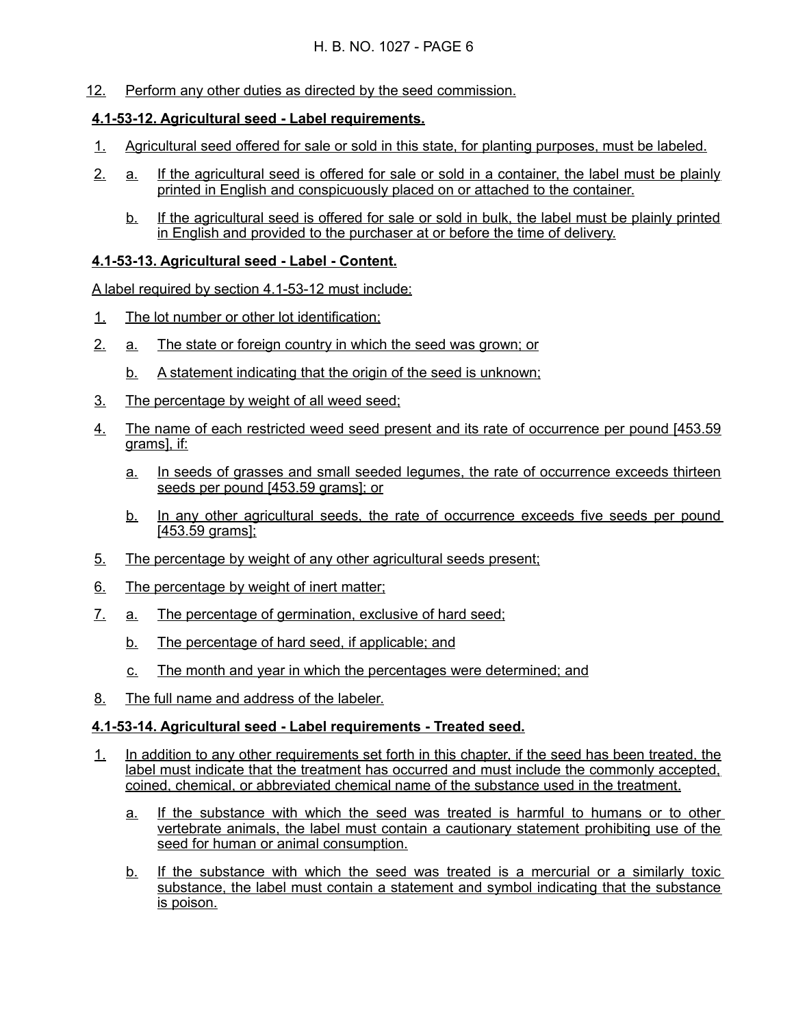12. Perform any other duties as directed by the seed commission.

**4.1-53-12. Agricultural seed - Label requirements.**

1. Agricultural seed offered for sale or sold in this state, for planting purposes, must be labeled.

2. a. If the agricultural seed is offered for sale or sold in a container, the label must be plainly printed in English and conspicuously placed on or attached to the container.

   b. If the agricultural seed is offered for sale or sold in bulk, the label must be plainly printed in English and provided to the purchaser at or before the time of delivery.

**4.1-53-13. Agricultural seed - Label - Content.**

A label required by section 4.1-53-12 must include:

1. The lot number or other lot identification;

2. a. The state or foreign country in which the seed was grown; or

   b. A statement indicating that the origin of the seed is unknown;

3. The percentage by weight of all weed seed;

4. The name of each restricted weed seed present and its rate of occurrence per pound [453.59 grams], if:

   a. In seeds of grasses and small seeded legumes, the rate of occurrence exceeds thirteen seeds per pound [453.59 grams]; or

   b. In any other agricultural seeds, the rate of occurrence exceeds five seeds per pound [453.59 grams];

5. The percentage by weight of any other agricultural seeds present;

6. The percentage by weight of inert matter;

7. a. The percentage of germination, exclusive of hard seed;

   b. The percentage of hard seed, if applicable; and

   c. The month and year in which the percentages were determined; and

8. The full name and address of the labeler.

**4.1-53-14. Agricultural seed - Label requirements - Treated seed.**

1. In addition to any other requirements set forth in this chapter, if the seed has been treated, the label must indicate that the treatment has occurred and must include the commonly accepted, coined, chemical, or abbreviated chemical name of the substance used in the treatment.

   a. If the substance with which the seed was treated is harmful to humans or to other vertebrate animals, the label must contain a cautionary statement prohibiting use of the seed for human or animal consumption.

   b. If the substance with which the seed was treated is a mercurial or a similarly toxic substance, the label must contain a statement and symbol indicating that the substance is poison.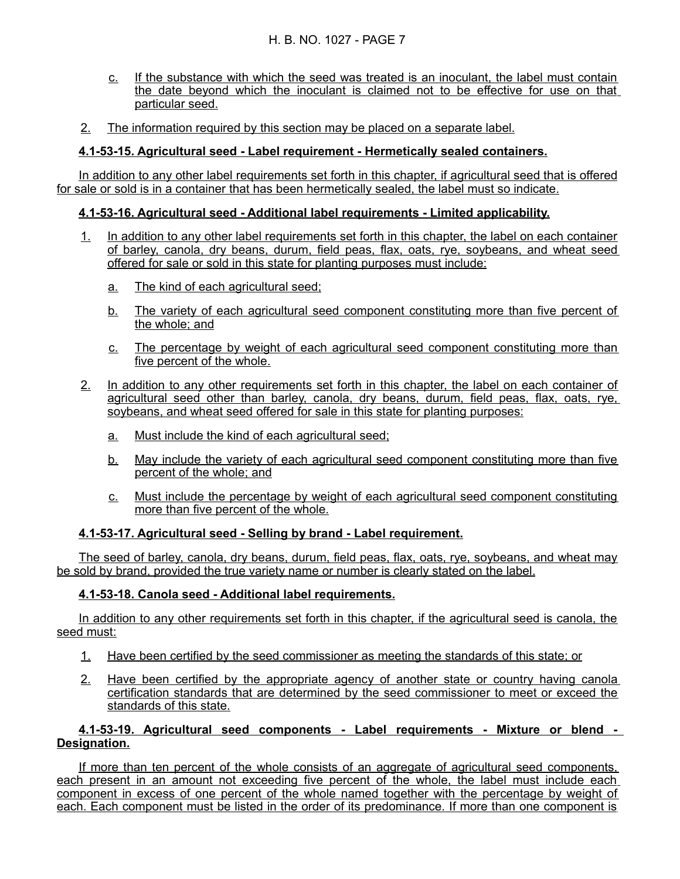c. If the substance with which the seed was treated is an inoculant, the label must contain the date beyond which the inoculant is claimed not to be effective for use on that particular seed.

2. The information required by this section may be placed on a separate label.

**4.1-53-15. Agricultural seed - Label requirement - Hermetically sealed containers.**

In addition to any other label requirements set forth in this chapter, if agricultural seed that is offered for sale or sold is in a container that has been hermetically sealed, the label must so indicate.

**4.1-53-16. Agricultural seed - Additional label requirements - Limited applicability.**

1. In addition to any other label requirements set forth in this chapter, the label on each container of barley, canola, dry beans, durum, field peas, flax, oats, rye, soybeans, and wheat seed offered for sale or sold in this state for planting purposes must include:

   a. The kind of each agricultural seed;

   b. The variety of each agricultural seed component constituting more than five percent of the whole; and

   c. The percentage by weight of each agricultural seed component constituting more than five percent of the whole.

2. In addition to any other requirements set forth in this chapter, the label on each container of agricultural seed other than barley, canola, dry beans, durum, field peas, flax, oats, rye, soybeans, and wheat seed offered for sale in this state for planting purposes:

   a. Must include the kind of each agricultural seed;

   b. May include the variety of each agricultural seed component constituting more than five percent of the whole; and

   c. Must include the percentage by weight of each agricultural seed component constituting more than five percent of the whole.

**4.1-53-17. Agricultural seed - Selling by brand - Label requirement.**

The seed of barley, canola, dry beans, durum, field peas, flax, oats, rye, soybeans, and wheat may be sold by brand, provided the true variety name or number is clearly stated on the label.

**4.1-53-18. Canola seed - Additional label requirements.**

In addition to any other requirements set forth in this chapter, if the agricultural seed is canola, the seed must:

1. Have been certified by the seed commissioner as meeting the standards of this state; or

2. Have been certified by the appropriate agency of another state or country having canola certification standards that are determined by the seed commissioner to meet or exceed the standards of this state.

**4.1-53-19. Agricultural seed components - Label requirements - Mixture or blend - Designation.**

If more than ten percent of the whole consists of an aggregate of agricultural seed components, each present in an amount not exceeding five percent of the whole, the label must include each component in excess of one percent of the whole named together with the percentage by weight of each. Each component must be listed in the order of its predominance. If more than one component is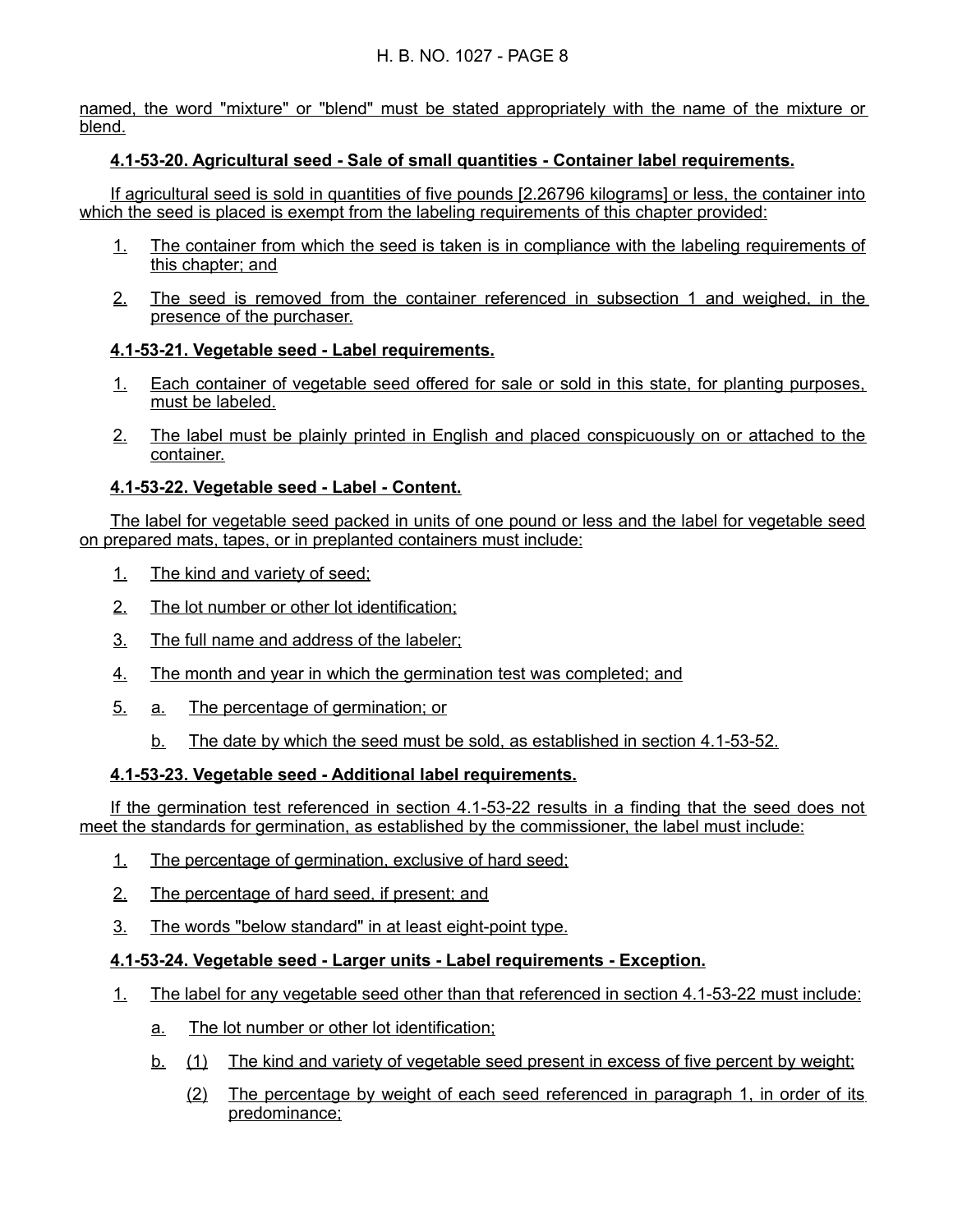named, the word "mixture" or "blend" must be stated appropriately with the name of the mixture or blend.

**4.1-53-20. Agricultural seed - Sale of small quantities - Container label requirements.**

If agricultural seed is sold in quantities of five pounds [2.26796 kilograms] or less, the container into which the seed is placed is exempt from the labeling requirements of this chapter provided:

1. The container from which the seed is taken is in compliance with the labeling requirements of this chapter; and
2. The seed is removed from the container referenced in subsection 1 and weighed, in the presence of the purchaser.

**4.1-53-21. Vegetable seed - Label requirements.**

1. Each container of vegetable seed offered for sale or sold in this state, for planting purposes, must be labeled.
2. The label must be plainly printed in English and placed conspicuously on or attached to the container.

**4.1-53-22. Vegetable seed - Label - Content.**

The label for vegetable seed packed in units of one pound or less and the label for vegetable seed on prepared mats, tapes, or in preplanted containers must include:

1. The kind and variety of seed;
2. The lot number or other lot identification;
3. The full name and address of the labeler;
4. The month and year in which the germination test was completed; and
5. a. The percentage of germination; or

   b. The date by which the seed must be sold, as established in section 4.1-53-52.

**4.1-53-23. Vegetable seed - Additional label requirements.**

If the germination test referenced in section 4.1-53-22 results in a finding that the seed does not meet the standards for germination, as established by the commissioner, the label must include:

1. The percentage of germination, exclusive of hard seed;
2. The percentage of hard seed, if present; and
3. The words "below standard" in at least eight-point type.

**4.1-53-24. Vegetable seed - Larger units - Label requirements - Exception.**

1. The label for any vegetable seed other than that referenced in section 4.1-53-22 must include:
   a. The lot number or other lot identification;
   b. (1) The kind and variety of vegetable seed present in excess of five percent by weight;

      (2) The percentage by weight of each seed referenced in paragraph 1, in order of its predominance;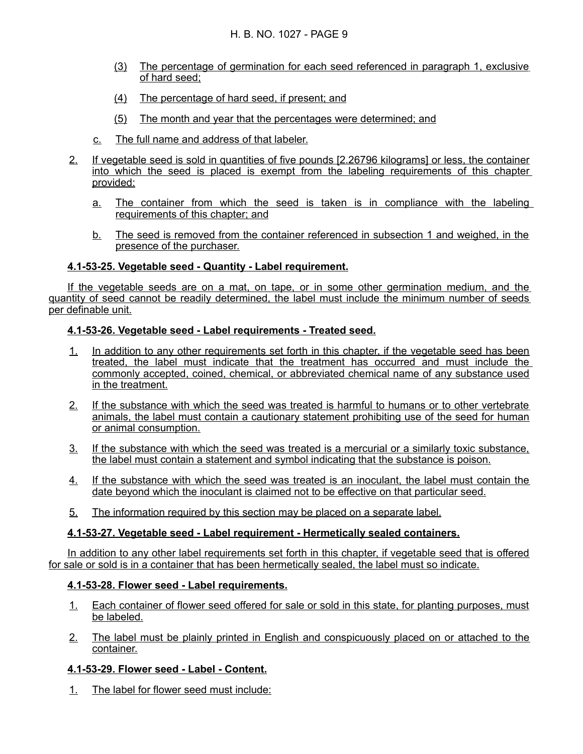(3) The percentage of germination for each seed referenced in paragraph 1, exclusive of hard seed;

(4) The percentage of hard seed, if present; and

(5) The month and year that the percentages were determined; and

c. The full name and address of that labeler.

2. If vegetable seed is sold in quantities of five pounds [2.26796 kilograms] or less, the container into which the seed is placed is exempt from the labeling requirements of this chapter provided:

a. The container from which the seed is taken is in compliance with the labeling requirements of this chapter; and

b. The seed is removed from the container referenced in subsection 1 and weighed, in the presence of the purchaser.

**4.1-53-25. Vegetable seed - Quantity - Label requirement.**

If the vegetable seeds are on a mat, on tape, or in some other germination medium, and the quantity of seed cannot be readily determined, the label must include the minimum number of seeds per definable unit.

**4.1-53-26. Vegetable seed - Label requirements - Treated seed.**

1. In addition to any other requirements set forth in this chapter, if the vegetable seed has been treated, the label must indicate that the treatment has occurred and must include the commonly accepted, coined, chemical, or abbreviated chemical name of any substance used in the treatment.

2. If the substance with which the seed was treated is harmful to humans or to other vertebrate animals, the label must contain a cautionary statement prohibiting use of the seed for human or animal consumption.

3. If the substance with which the seed was treated is a mercurial or a similarly toxic substance, the label must contain a statement and symbol indicating that the substance is poison.

4. If the substance with which the seed was treated is an inoculant, the label must contain the date beyond which the inoculant is claimed not to be effective on that particular seed.

5. The information required by this section may be placed on a separate label.

**4.1-53-27. Vegetable seed - Label requirement - Hermetically sealed containers.**

In addition to any other label requirements set forth in this chapter, if vegetable seed that is offered for sale or sold is in a container that has been hermetically sealed, the label must so indicate.

**4.1-53-28. Flower seed - Label requirements.**

1. Each container of flower seed offered for sale or sold in this state, for planting purposes, must be labeled.

2. The label must be plainly printed in English and conspicuously placed on or attached to the container.

**4.1-53-29. Flower seed - Label - Content.**

1. The label for flower seed must include: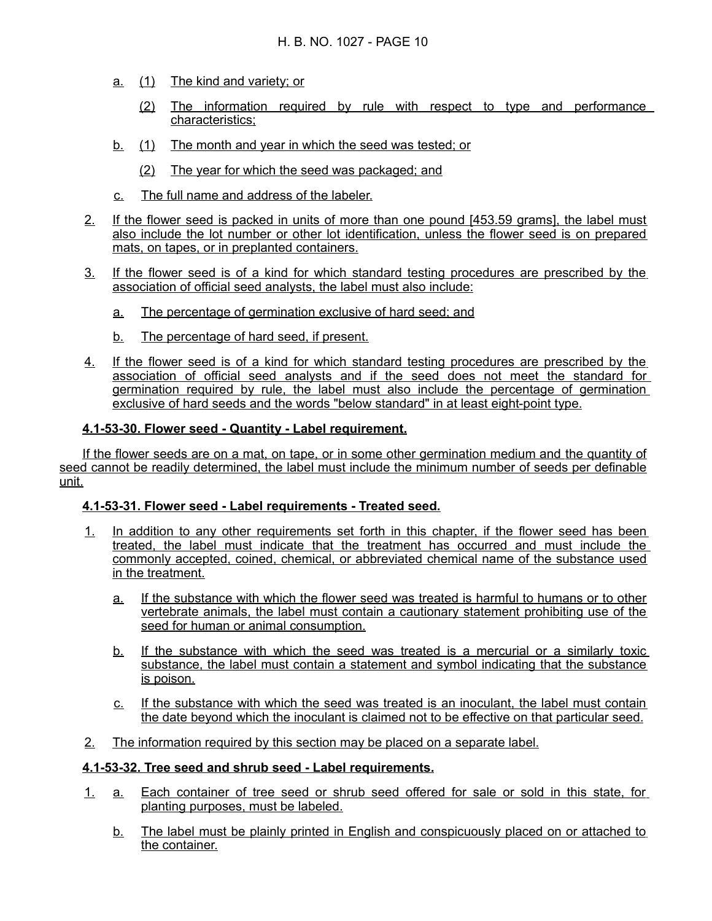a. (1) The kind and variety; or

   (2) The information required by rule with respect to type and performance characteristics;

b. (1) The month and year in which the seed was tested; or

   (2) The year for which the seed was packaged; and

c. The full name and address of the labeler.

2. If the flower seed is packed in units of more than one pound [453.59 grams], the label must also include the lot number or other lot identification, unless the flower seed is on prepared mats, on tapes, or in preplanted containers.

3. If the flower seed is of a kind for which standard testing procedures are prescribed by the association of official seed analysts, the label must also include:

   a. The percentage of germination exclusive of hard seed; and

   b. The percentage of hard seed, if present.

4. If the flower seed is of a kind for which standard testing procedures are prescribed by the association of official seed analysts and if the seed does not meet the standard for germination required by rule, the label must also include the percentage of germination exclusive of hard seeds and the words "below standard" in at least eight-point type.

**4.1-53-30. Flower seed - Quantity - Label requirement.**

If the flower seeds are on a mat, on tape, or in some other germination medium and the quantity of seed cannot be readily determined, the label must include the minimum number of seeds per definable unit.

**4.1-53-31. Flower seed - Label requirements - Treated seed.**

1. In addition to any other requirements set forth in this chapter, if the flower seed has been treated, the label must indicate that the treatment has occurred and must include the commonly accepted, coined, chemical, or abbreviated chemical name of the substance used in the treatment.

   a. If the substance with which the flower seed was treated is harmful to humans or to other vertebrate animals, the label must contain a cautionary statement prohibiting use of the seed for human or animal consumption.

   b. If the substance with which the seed was treated is a mercurial or a similarly toxic substance, the label must contain a statement and symbol indicating that the substance is poison.

   c. If the substance with which the seed was treated is an inoculant, the label must contain the date beyond which the inoculant is claimed not to be effective on that particular seed.

2. The information required by this section may be placed on a separate label.

**4.1-53-32. Tree seed and shrub seed - Label requirements.**

1. a. Each container of tree seed or shrub seed offered for sale or sold in this state, for planting purposes, must be labeled.

   b. The label must be plainly printed in English and conspicuously placed on or attached to the container.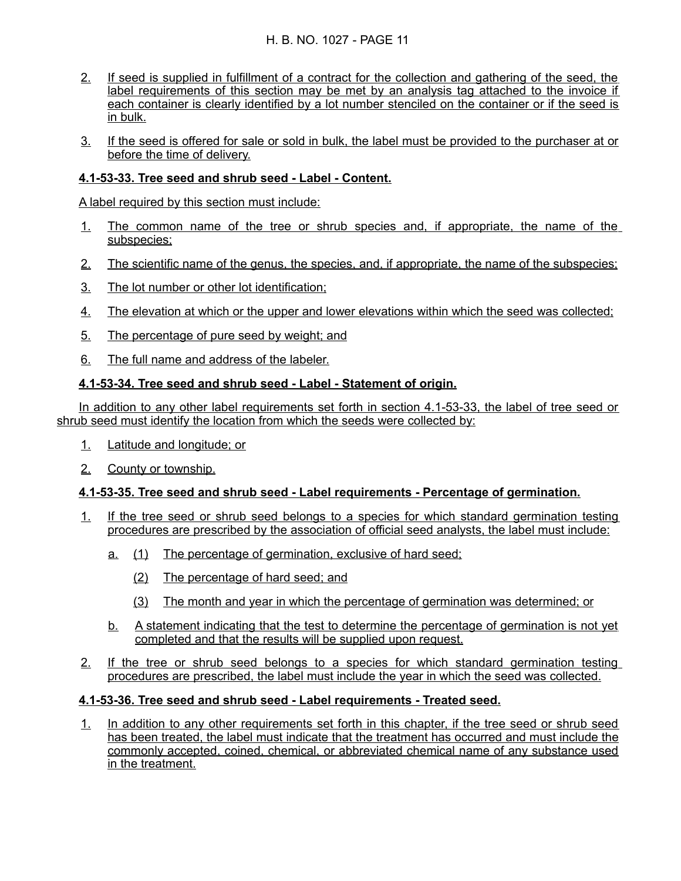2. If seed is supplied in fulfillment of a contract for the collection and gathering of the seed, the label requirements of this section may be met by an analysis tag attached to the invoice if each container is clearly identified by a lot number stenciled on the container or if the seed is in bulk.

3. If the seed is offered for sale or sold in bulk, the label must be provided to the purchaser at or before the time of delivery.

**4.1-53-33. Tree seed and shrub seed - Label - Content.**

A label required by this section must include:

1. The common name of the tree or shrub species and, if appropriate, the name of the subspecies;

2. The scientific name of the genus, the species, and, if appropriate, the name of the subspecies;

3. The lot number or other lot identification;

4. The elevation at which or the upper and lower elevations within which the seed was collected;

5. The percentage of pure seed by weight; and

6. The full name and address of the labeler.

**4.1-53-34. Tree seed and shrub seed - Label - Statement of origin.**

In addition to any other label requirements set forth in section 4.1-53-33, the label of tree seed or shrub seed must identify the location from which the seeds were collected by:

1. Latitude and longitude; or

2. County or township.

**4.1-53-35. Tree seed and shrub seed - Label requirements - Percentage of germination.**

1. If the tree seed or shrub seed belongs to a species for which standard germination testing procedures are prescribed by the association of official seed analysts, the label must include:

   a. (1) The percentage of germination, exclusive of hard seed;

      (2) The percentage of hard seed; and

      (3) The month and year in which the percentage of germination was determined; or

   b. A statement indicating that the test to determine the percentage of germination is not yet completed and that the results will be supplied upon request.

2. If the tree or shrub seed belongs to a species for which standard germination testing procedures are prescribed, the label must include the year in which the seed was collected.

**4.1-53-36. Tree seed and shrub seed - Label requirements - Treated seed.**

1. In addition to any other requirements set forth in this chapter, if the tree seed or shrub seed has been treated, the label must indicate that the treatment has occurred and must include the commonly accepted, coined, chemical, or abbreviated chemical name of any substance used in the treatment.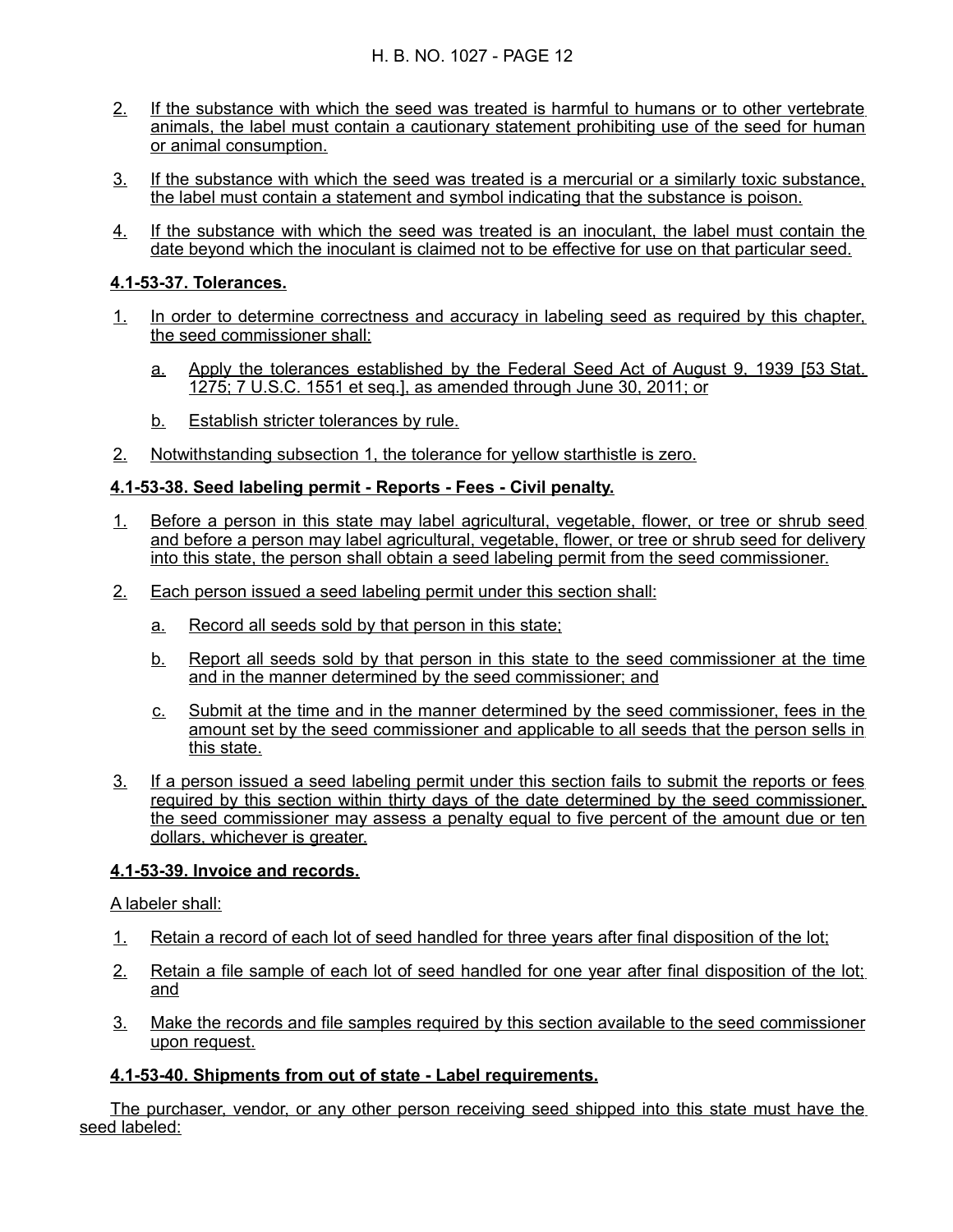2. If the substance with which the seed was treated is harmful to humans or to other vertebrate animals, the label must contain a cautionary statement prohibiting use of the seed for human or animal consumption.

3. If the substance with which the seed was treated is a mercurial or a similarly toxic substance, the label must contain a statement and symbol indicating that the substance is poison.

4. If the substance with which the seed was treated is an inoculant, the label must contain the date beyond which the inoculant is claimed not to be effective for use on that particular seed.

**4.1-53-37. Tolerances.**

1. In order to determine correctness and accuracy in labeling seed as required by this chapter, the seed commissioner shall:

   a. Apply the tolerances established by the Federal Seed Act of August 9, 1939 [53 Stat. 1275; 7 U.S.C. 1551 et seq.], as amended through June 30, 2011; or

   b. Establish stricter tolerances by rule.

2. Notwithstanding subsection 1, the tolerance for yellow starthistle is zero.

**4.1-53-38. Seed labeling permit - Reports - Fees - Civil penalty.**

1. Before a person in this state may label agricultural, vegetable, flower, or tree or shrub seed and before a person may label agricultural, vegetable, flower, or tree or shrub seed for delivery into this state, the person shall obtain a seed labeling permit from the seed commissioner.

2. Each person issued a seed labeling permit under this section shall:

   a. Record all seeds sold by that person in this state;

   b. Report all seeds sold by that person in this state to the seed commissioner at the time and in the manner determined by the seed commissioner; and

   c. Submit at the time and in the manner determined by the seed commissioner, fees in the amount set by the seed commissioner and applicable to all seeds that the person sells in this state.

3. If a person issued a seed labeling permit under this section fails to submit the reports or fees required by this section within thirty days of the date determined by the seed commissioner, the seed commissioner may assess a penalty equal to five percent of the amount due or ten dollars, whichever is greater.

**4.1-53-39. Invoice and records.**

A labeler shall:

1. Retain a record of each lot of seed handled for three years after final disposition of the lot;

2. Retain a file sample of each lot of seed handled for one year after final disposition of the lot; and

3. Make the records and file samples required by this section available to the seed commissioner upon request.

**4.1-53-40. Shipments from out of state - Label requirements.**

The purchaser, vendor, or any other person receiving seed shipped into this state must have the seed labeled: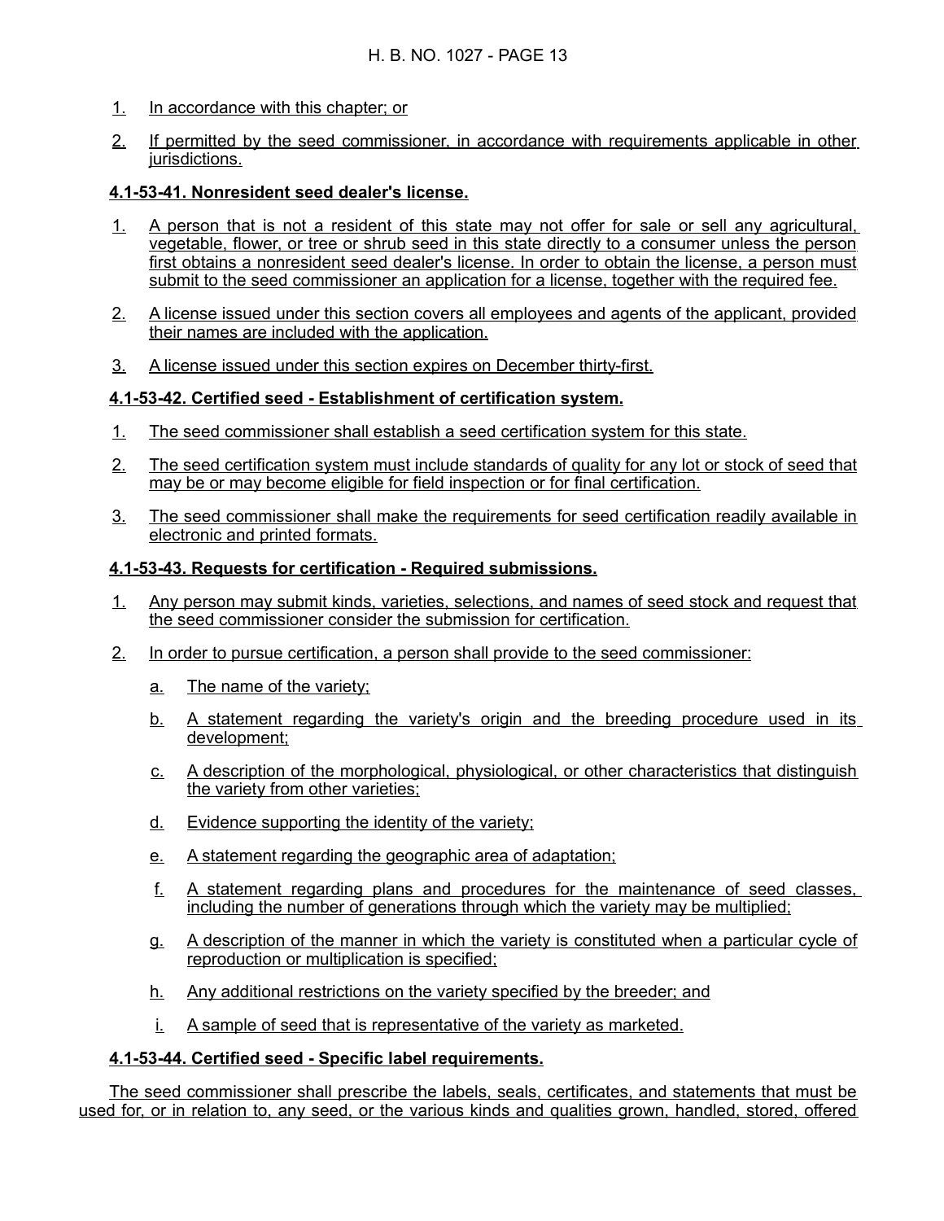1. In accordance with this chapter; or
2. If permitted by the seed commissioner, in accordance with requirements applicable in other jurisdictions.

**4.1-53-41. Nonresident seed dealer's license.**

1. A person that is not a resident of this state may not offer for sale or sell any agricultural, vegetable, flower, or tree or shrub seed in this state directly to a consumer unless the person first obtains a nonresident seed dealer's license. In order to obtain the license, a person must submit to the seed commissioner an application for a license, together with the required fee.
2. A license issued under this section covers all employees and agents of the applicant, provided their names are included with the application.
3. A license issued under this section expires on December thirty-first.

**4.1-53-42. Certified seed - Establishment of certification system.**

1. The seed commissioner shall establish a seed certification system for this state.
2. The seed certification system must include standards of quality for any lot or stock of seed that may be or may become eligible for field inspection or for final certification.
3. The seed commissioner shall make the requirements for seed certification readily available in electronic and printed formats.

**4.1-53-43. Requests for certification - Required submissions.**

1. Any person may submit kinds, varieties, selections, and names of seed stock and request that the seed commissioner consider the submission for certification.
2. In order to pursue certification, a person shall provide to the seed commissioner:
   a. The name of the variety;
   b. A statement regarding the variety's origin and the breeding procedure used in its development;
   c. A description of the morphological, physiological, or other characteristics that distinguish the variety from other varieties;
   d. Evidence supporting the identity of the variety;
   e. A statement regarding the geographic area of adaptation;
   f. A statement regarding plans and procedures for the maintenance of seed classes, including the number of generations through which the variety may be multiplied;
   g. A description of the manner in which the variety is constituted when a particular cycle of reproduction or multiplication is specified;
   h. Any additional restrictions on the variety specified by the breeder; and
   i. A sample of seed that is representative of the variety as marketed.

**4.1-53-44. Certified seed - Specific label requirements.**

The seed commissioner shall prescribe the labels, seals, certificates, and statements that must be used for, or in relation to, any seed, or the various kinds and qualities grown, handled, stored, offered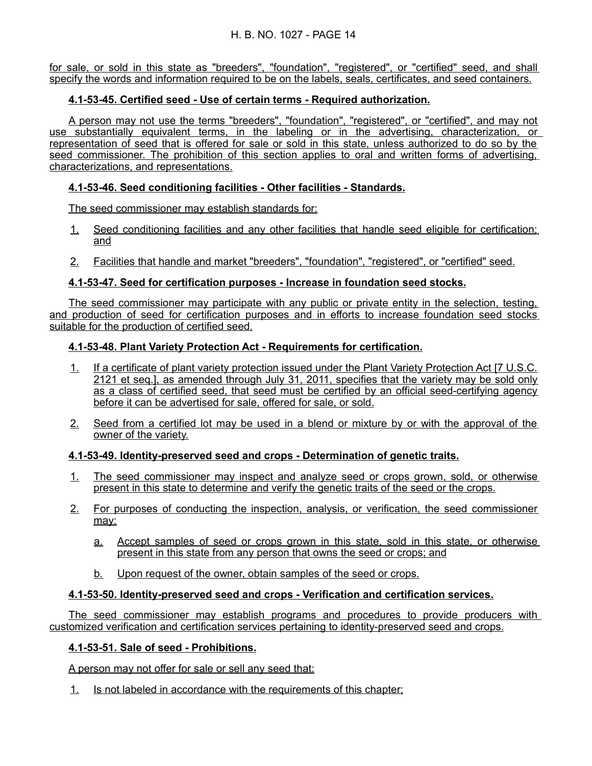for sale, or sold in this state as "breeders", "foundation", "registered", or "certified" seed, and shall specify the words and information required to be on the labels, seals, certificates, and seed containers.

**4.1-53-45. Certified seed - Use of certain terms - Required authorization.**

A person may not use the terms "breeders", "foundation", "registered", or "certified", and may not use substantially equivalent terms, in the labeling or in the advertising, characterization, or representation of seed that is offered for sale or sold in this state, unless authorized to do so by the seed commissioner. The prohibition of this section applies to oral and written forms of advertising, characterizations, and representations.

**4.1-53-46. Seed conditioning facilities - Other facilities - Standards.**

The seed commissioner may establish standards for:

1. Seed conditioning facilities and any other facilities that handle seed eligible for certification; and
2. Facilities that handle and market "breeders", "foundation", "registered", or "certified" seed.

**4.1-53-47. Seed for certification purposes - Increase in foundation seed stocks.**

The seed commissioner may participate with any public or private entity in the selection, testing, and production of seed for certification purposes and in efforts to increase foundation seed stocks suitable for the production of certified seed.

**4.1-53-48. Plant Variety Protection Act - Requirements for certification.**

1. If a certificate of plant variety protection issued under the Plant Variety Protection Act [7 U.S.C. 2121 et seq.], as amended through July 31, 2011, specifies that the variety may be sold only as a class of certified seed, that seed must be certified by an official seed-certifying agency before it can be advertised for sale, offered for sale, or sold.
2. Seed from a certified lot may be used in a blend or mixture by or with the approval of the owner of the variety.

**4.1-53-49. Identity-preserved seed and crops - Determination of genetic traits.**

1. The seed commissioner may inspect and analyze seed or crops grown, sold, or otherwise present in this state to determine and verify the genetic traits of the seed or the crops.
2. For purposes of conducting the inspection, analysis, or verification, the seed commissioner may:
   a. Accept samples of seed or crops grown in this state, sold in this state, or otherwise present in this state from any person that owns the seed or crops; and
   b. Upon request of the owner, obtain samples of the seed or crops.

**4.1-53-50. Identity-preserved seed and crops - Verification and certification services.**

The seed commissioner may establish programs and procedures to provide producers with customized verification and certification services pertaining to identity-preserved seed and crops.

**4.1-53-51. Sale of seed - Prohibitions.**

A person may not offer for sale or sell any seed that:

1. Is not labeled in accordance with the requirements of this chapter;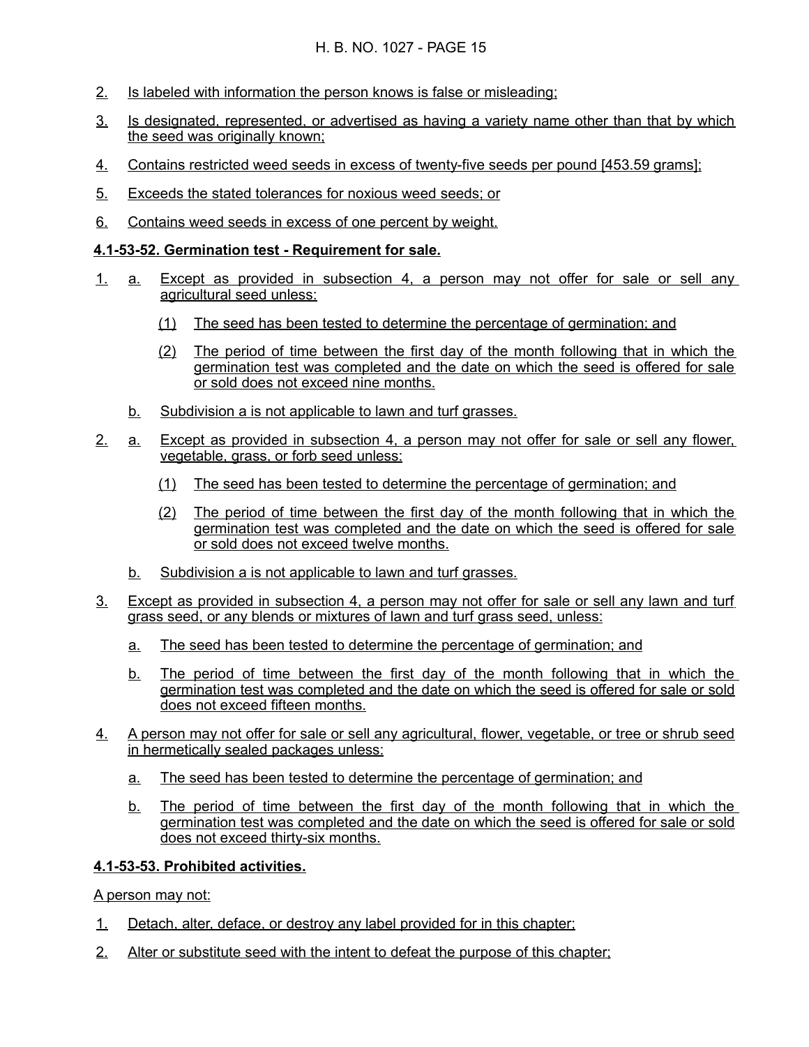2. Is labeled with information the person knows is false or misleading;

3. Is designated, represented, or advertised as having a variety name other than that by which the seed was originally known;

4. Contains restricted weed seeds in excess of twenty-five seeds per pound [453.59 grams];

5. Exceeds the stated tolerances for noxious weed seeds; or

6. Contains weed seeds in excess of one percent by weight.

**4.1-53-52. Germination test - Requirement for sale.**

1. a. Except as provided in subsection 4, a person may not offer for sale or sell any agricultural seed unless:

   (1) The seed has been tested to determine the percentage of germination; and

   (2) The period of time between the first day of the month following that in which the germination test was completed and the date on which the seed is offered for sale or sold does not exceed nine months.

   b. Subdivision a is not applicable to lawn and turf grasses.

2. a. Except as provided in subsection 4, a person may not offer for sale or sell any flower, vegetable, grass, or forb seed unless:

   (1) The seed has been tested to determine the percentage of germination; and

   (2) The period of time between the first day of the month following that in which the germination test was completed and the date on which the seed is offered for sale or sold does not exceed twelve months.

   b. Subdivision a is not applicable to lawn and turf grasses.

3. Except as provided in subsection 4, a person may not offer for sale or sell any lawn and turf grass seed, or any blends or mixtures of lawn and turf grass seed, unless:

   a. The seed has been tested to determine the percentage of germination; and

   b. The period of time between the first day of the month following that in which the germination test was completed and the date on which the seed is offered for sale or sold does not exceed fifteen months.

4. A person may not offer for sale or sell any agricultural, flower, vegetable, or tree or shrub seed in hermetically sealed packages unless:

   a. The seed has been tested to determine the percentage of germination; and

   b. The period of time between the first day of the month following that in which the germination test was completed and the date on which the seed is offered for sale or sold does not exceed thirty-six months.

**4.1-53-53. Prohibited activities.**

A person may not:

1. Detach, alter, deface, or destroy any label provided for in this chapter;

2. Alter or substitute seed with the intent to defeat the purpose of this chapter;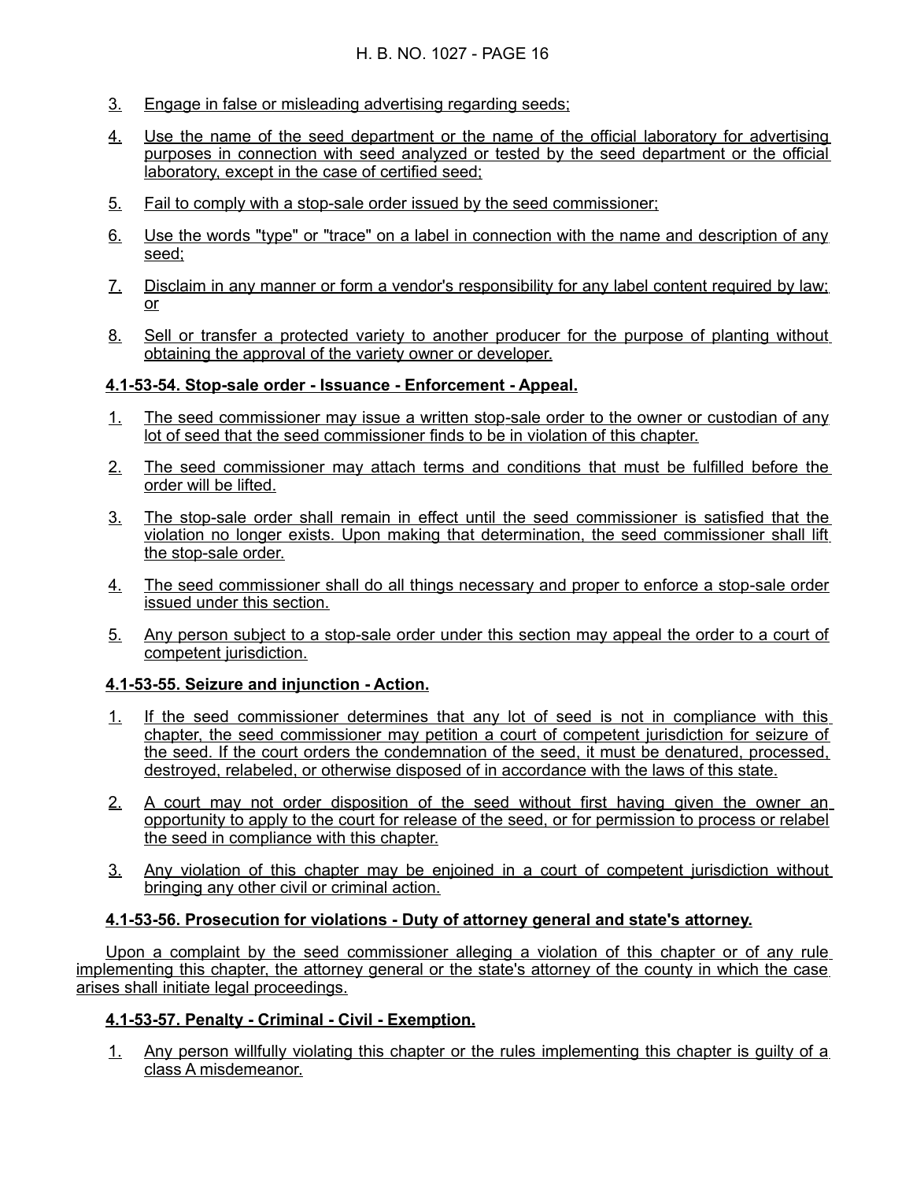3. Engage in false or misleading advertising regarding seeds;

4. Use the name of the seed department or the name of the official laboratory for advertising purposes in connection with seed analyzed or tested by the seed department or the official laboratory, except in the case of certified seed;

5. Fail to comply with a stop-sale order issued by the seed commissioner;

6. Use the words "type" or "trace" on a label in connection with the name and description of any seed;

7. Disclaim in any manner or form a vendor's responsibility for any label content required by law; or

8. Sell or transfer a protected variety to another producer for the purpose of planting without obtaining the approval of the variety owner or developer.

**4.1-53-54. Stop-sale order - Issuance - Enforcement - Appeal.**

1. The seed commissioner may issue a written stop-sale order to the owner or custodian of any lot of seed that the seed commissioner finds to be in violation of this chapter.

2. The seed commissioner may attach terms and conditions that must be fulfilled before the order will be lifted.

3. The stop-sale order shall remain in effect until the seed commissioner is satisfied that the violation no longer exists. Upon making that determination, the seed commissioner shall lift the stop-sale order.

4. The seed commissioner shall do all things necessary and proper to enforce a stop-sale order issued under this section.

5. Any person subject to a stop-sale order under this section may appeal the order to a court of competent jurisdiction.

**4.1-53-55. Seizure and injunction - Action.**

1. If the seed commissioner determines that any lot of seed is not in compliance with this chapter, the seed commissioner may petition a court of competent jurisdiction for seizure of the seed. If the court orders the condemnation of the seed, it must be denatured, processed, destroyed, relabeled, or otherwise disposed of in accordance with the laws of this state.

2. A court may not order disposition of the seed without first having given the owner an opportunity to apply to the court for release of the seed, or for permission to process or relabel the seed in compliance with this chapter.

3. Any violation of this chapter may be enjoined in a court of competent jurisdiction without bringing any other civil or criminal action.

**4.1-53-56. Prosecution for violations - Duty of attorney general and state's attorney.**

Upon a complaint by the seed commissioner alleging a violation of this chapter or of any rule implementing this chapter, the attorney general or the state's attorney of the county in which the case arises shall initiate legal proceedings.

**4.1-53-57. Penalty - Criminal - Civil - Exemption.**

1. Any person willfully violating this chapter or the rules implementing this chapter is guilty of a class A misdemeanor.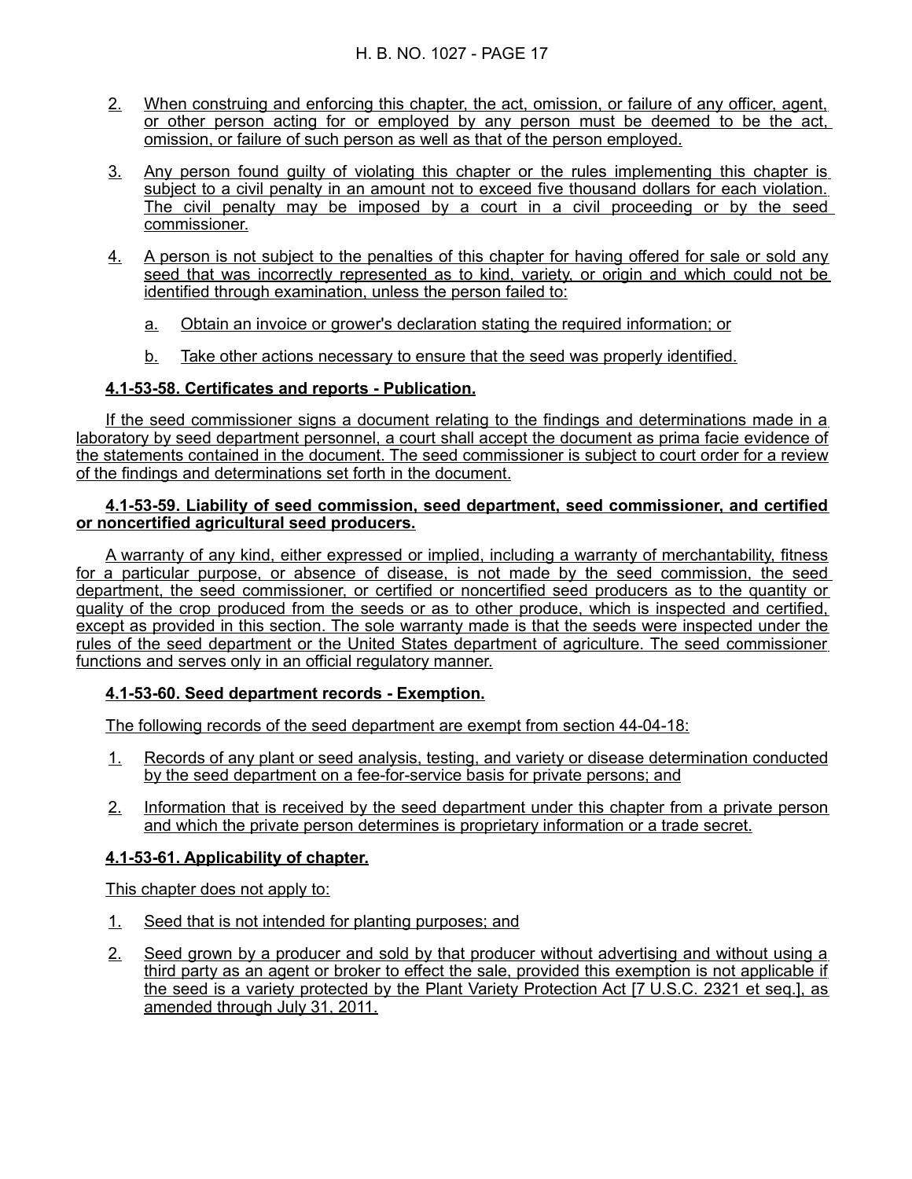2. When construing and enforcing this chapter, the act, omission, or failure of any officer, agent, or other person acting for or employed by any person must be deemed to be the act, omission, or failure of such person as well as that of the person employed.

3. Any person found guilty of violating this chapter or the rules implementing this chapter is subject to a civil penalty in an amount not to exceed five thousand dollars for each violation. The civil penalty may be imposed by a court in a civil proceeding or by the seed commissioner.

4. A person is not subject to the penalties of this chapter for having offered for sale or sold any seed that was incorrectly represented as to kind, variety, or origin and which could not be identified through examination, unless the person failed to:

   a. Obtain an invoice or grower's declaration stating the required information; or

   b. Take other actions necessary to ensure that the seed was properly identified.

**4.1-53-58. Certificates and reports - Publication.**

If the seed commissioner signs a document relating to the findings and determinations made in a laboratory by seed department personnel, a court shall accept the document as prima facie evidence of the statements contained in the document. The seed commissioner is subject to court order for a review of the findings and determinations set forth in the document.

**4.1-53-59. Liability of seed commission, seed department, seed commissioner, and certified or noncertified agricultural seed producers.**

A warranty of any kind, either expressed or implied, including a warranty of merchantability, fitness for a particular purpose, or absence of disease, is not made by the seed commission, the seed department, the seed commissioner, or certified or noncertified seed producers as to the quantity or quality of the crop produced from the seeds or as to other produce, which is inspected and certified, except as provided in this section. The sole warranty made is that the seeds were inspected under the rules of the seed department or the United States department of agriculture. The seed commissioner functions and serves only in an official regulatory manner.

**4.1-53-60. Seed department records - Exemption.**

The following records of the seed department are exempt from section 44-04-18:

1. Records of any plant or seed analysis, testing, and variety or disease determination conducted by the seed department on a fee-for-service basis for private persons; and

2. Information that is received by the seed department under this chapter from a private person and which the private person determines is proprietary information or a trade secret.

**4.1-53-61. Applicability of chapter.**

This chapter does not apply to:

1. Seed that is not intended for planting purposes; and

2. Seed grown by a producer and sold by that producer without advertising and without using a third party as an agent or broker to effect the sale, provided this exemption is not applicable if the seed is a variety protected by the Plant Variety Protection Act [7 U.S.C. 2321 et seq.], as amended through July 31, 2011.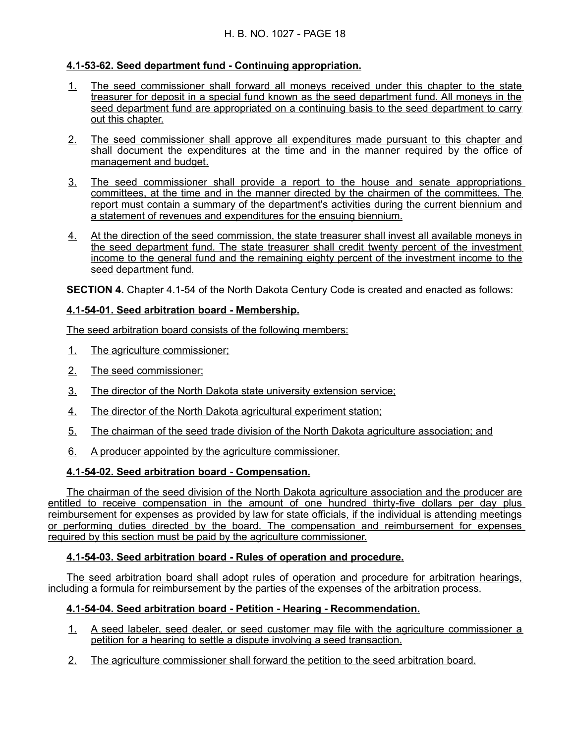**4.1-53-62. Seed department fund - Continuing appropriation.**

1. The seed commissioner shall forward all moneys received under this chapter to the state treasurer for deposit in a special fund known as the seed department fund. All moneys in the seed department fund are appropriated on a continuing basis to the seed department to carry out this chapter.

2. The seed commissioner shall approve all expenditures made pursuant to this chapter and shall document the expenditures at the time and in the manner required by the office of management and budget.

3. The seed commissioner shall provide a report to the house and senate appropriations committees, at the time and in the manner directed by the chairmen of the committees. The report must contain a summary of the department's activities during the current biennium and a statement of revenues and expenditures for the ensuing biennium.

4. At the direction of the seed commission, the state treasurer shall invest all available moneys in the seed department fund. The state treasurer shall credit twenty percent of the investment income to the general fund and the remaining eighty percent of the investment income to the seed department fund.

**SECTION 4.** Chapter 4.1-54 of the North Dakota Century Code is created and enacted as follows:

**4.1-54-01. Seed arbitration board - Membership.**

The seed arbitration board consists of the following members:

1. The agriculture commissioner;

2. The seed commissioner;

3. The director of the North Dakota state university extension service;

4. The director of the North Dakota agricultural experiment station;

5. The chairman of the seed trade division of the North Dakota agriculture association; and

6. A producer appointed by the agriculture commissioner.

**4.1-54-02. Seed arbitration board - Compensation.**

The chairman of the seed division of the North Dakota agriculture association and the producer are entitled to receive compensation in the amount of one hundred thirty-five dollars per day plus reimbursement for expenses as provided by law for state officials, if the individual is attending meetings or performing duties directed by the board. The compensation and reimbursement for expenses required by this section must be paid by the agriculture commissioner.

**4.1-54-03. Seed arbitration board - Rules of operation and procedure.**

The seed arbitration board shall adopt rules of operation and procedure for arbitration hearings, including a formula for reimbursement by the parties of the expenses of the arbitration process.

**4.1-54-04. Seed arbitration board - Petition - Hearing - Recommendation.**

1. A seed labeler, seed dealer, or seed customer may file with the agriculture commissioner a petition for a hearing to settle a dispute involving a seed transaction.

2. The agriculture commissioner shall forward the petition to the seed arbitration board.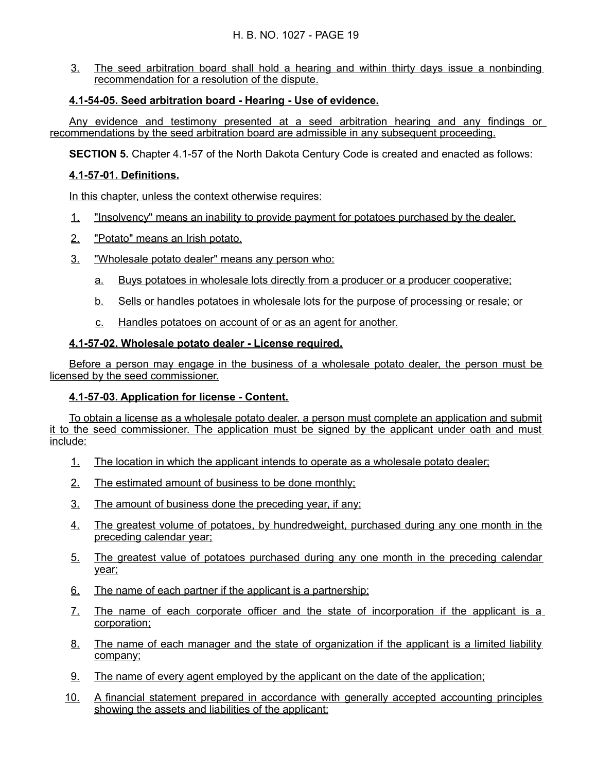3. The seed arbitration board shall hold a hearing and within thirty days issue a nonbinding recommendation for a resolution of the dispute.

**4.1-54-05. Seed arbitration board - Hearing - Use of evidence.**

Any evidence and testimony presented at a seed arbitration hearing and any findings or recommendations by the seed arbitration board are admissible in any subsequent proceeding.

**SECTION 5.** Chapter 4.1-57 of the North Dakota Century Code is created and enacted as follows:

**4.1-57-01. Definitions.**

In this chapter, unless the context otherwise requires:

1. "Insolvency" means an inability to provide payment for potatoes purchased by the dealer.
2. "Potato" means an Irish potato.
3. "Wholesale potato dealer" means any person who:
   a. Buys potatoes in wholesale lots directly from a producer or a producer cooperative;
   b. Sells or handles potatoes in wholesale lots for the purpose of processing or resale; or
   c. Handles potatoes on account of or as an agent for another.

**4.1-57-02. Wholesale potato dealer - License required.**

Before a person may engage in the business of a wholesale potato dealer, the person must be licensed by the seed commissioner.

**4.1-57-03. Application for license - Content.**

To obtain a license as a wholesale potato dealer, a person must complete an application and submit it to the seed commissioner. The application must be signed by the applicant under oath and must include:

1. The location in which the applicant intends to operate as a wholesale potato dealer;
2. The estimated amount of business to be done monthly;
3. The amount of business done the preceding year, if any;
4. The greatest volume of potatoes, by hundredweight, purchased during any one month in the preceding calendar year;
5. The greatest value of potatoes purchased during any one month in the preceding calendar year;
6. The name of each partner if the applicant is a partnership;
7. The name of each corporate officer and the state of incorporation if the applicant is a corporation;
8. The name of each manager and the state of organization if the applicant is a limited liability company;
9. The name of every agent employed by the applicant on the date of the application;
10. A financial statement prepared in accordance with generally accepted accounting principles showing the assets and liabilities of the applicant;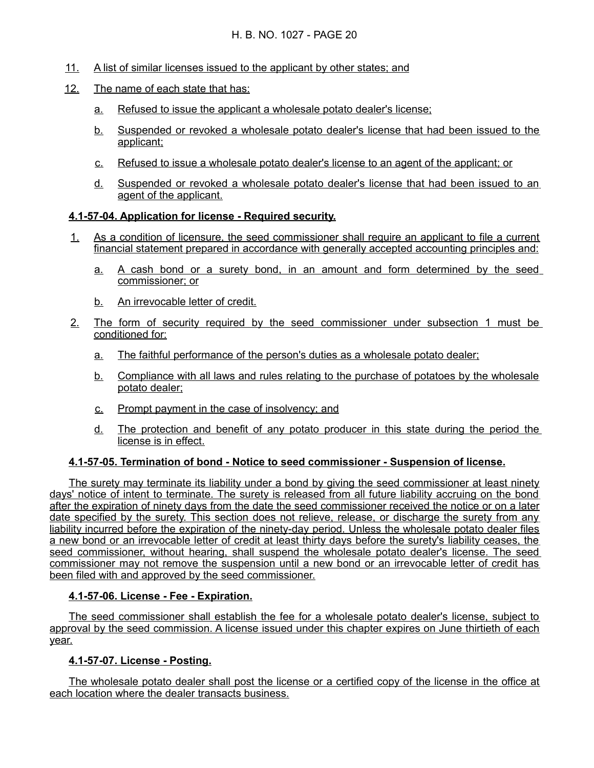11. A list of similar licenses issued to the applicant by other states; and

12. The name of each state that has:

    a. Refused to issue the applicant a wholesale potato dealer's license;

    b. Suspended or revoked a wholesale potato dealer's license that had been issued to the applicant;

    c. Refused to issue a wholesale potato dealer's license to an agent of the applicant; or

    d. Suspended or revoked a wholesale potato dealer's license that had been issued to an agent of the applicant.

**4.1-57-04. Application for license - Required security.**

1. As a condition of licensure, the seed commissioner shall require an applicant to file a current financial statement prepared in accordance with generally accepted accounting principles and:

    a. A cash bond or a surety bond, in an amount and form determined by the seed commissioner; or

    b. An irrevocable letter of credit.

2. The form of security required by the seed commissioner under subsection 1 must be conditioned for:

    a. The faithful performance of the person's duties as a wholesale potato dealer;

    b. Compliance with all laws and rules relating to the purchase of potatoes by the wholesale potato dealer;

    c. Prompt payment in the case of insolvency; and

    d. The protection and benefit of any potato producer in this state during the period the license is in effect.

**4.1-57-05. Termination of bond - Notice to seed commissioner - Suspension of license.**

The surety may terminate its liability under a bond by giving the seed commissioner at least ninety days' notice of intent to terminate. The surety is released from all future liability accruing on the bond after the expiration of ninety days from the date the seed commissioner received the notice or on a later date specified by the surety. This section does not relieve, release, or discharge the surety from any liability incurred before the expiration of the ninety-day period. Unless the wholesale potato dealer files a new bond or an irrevocable letter of credit at least thirty days before the surety's liability ceases, the seed commissioner, without hearing, shall suspend the wholesale potato dealer's license. The seed commissioner may not remove the suspension until a new bond or an irrevocable letter of credit has been filed with and approved by the seed commissioner.

**4.1-57-06. License - Fee - Expiration.**

The seed commissioner shall establish the fee for a wholesale potato dealer's license, subject to approval by the seed commission. A license issued under this chapter expires on June thirtieth of each year.

**4.1-57-07. License - Posting.**

The wholesale potato dealer shall post the license or a certified copy of the license in the office at each location where the dealer transacts business.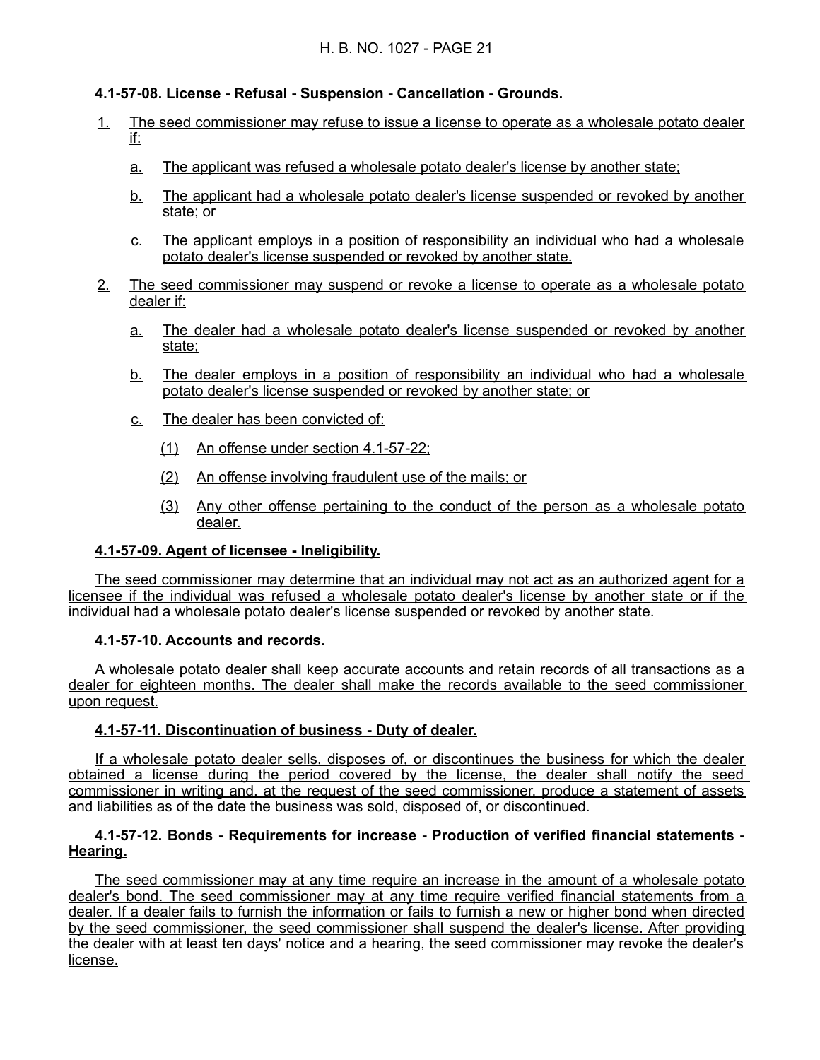**4.1-57-08. License - Refusal - Suspension - Cancellation - Grounds.**

1. The seed commissioner may refuse to issue a license to operate as a wholesale potato dealer if:

   a. The applicant was refused a wholesale potato dealer's license by another state;

   b. The applicant had a wholesale potato dealer's license suspended or revoked by another state; or

   c. The applicant employs in a position of responsibility an individual who had a wholesale potato dealer's license suspended or revoked by another state.

2. The seed commissioner may suspend or revoke a license to operate as a wholesale potato dealer if:

   a. The dealer had a wholesale potato dealer's license suspended or revoked by another state;

   b. The dealer employs in a position of responsibility an individual who had a wholesale potato dealer's license suspended or revoked by another state; or

   c. The dealer has been convicted of:

      (1) An offense under section 4.1-57-22;

      (2) An offense involving fraudulent use of the mails; or

      (3) Any other offense pertaining to the conduct of the person as a wholesale potato dealer.

**4.1-57-09. Agent of licensee - Ineligibility.**

The seed commissioner may determine that an individual may not act as an authorized agent for a licensee if the individual was refused a wholesale potato dealer's license by another state or if the individual had a wholesale potato dealer's license suspended or revoked by another state.

**4.1-57-10. Accounts and records.**

A wholesale potato dealer shall keep accurate accounts and retain records of all transactions as a dealer for eighteen months. The dealer shall make the records available to the seed commissioner upon request.

**4.1-57-11. Discontinuation of business - Duty of dealer.**

If a wholesale potato dealer sells, disposes of, or discontinues the business for which the dealer obtained a license during the period covered by the license, the dealer shall notify the seed commissioner in writing and, at the request of the seed commissioner, produce a statement of assets and liabilities as of the date the business was sold, disposed of, or discontinued.

**4.1-57-12. Bonds - Requirements for increase - Production of verified financial statements - Hearing.**

The seed commissioner may at any time require an increase in the amount of a wholesale potato dealer's bond. The seed commissioner may at any time require verified financial statements from a dealer. If a dealer fails to furnish the information or fails to furnish a new or higher bond when directed by the seed commissioner, the seed commissioner shall suspend the dealer's license. After providing the dealer with at least ten days' notice and a hearing, the seed commissioner may revoke the dealer's license.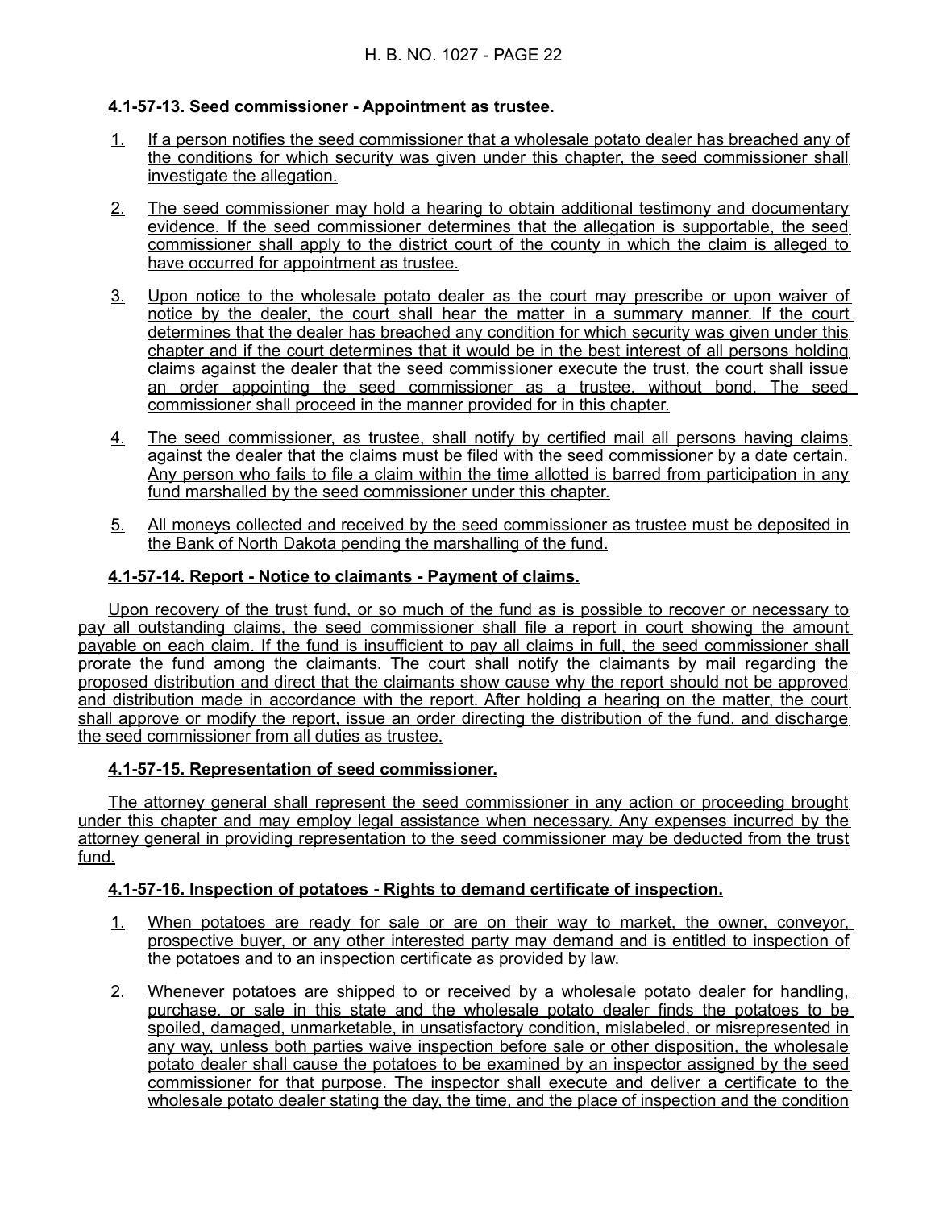**4.1-57-13. Seed commissioner - Appointment as trustee.**

1. If a person notifies the seed commissioner that a wholesale potato dealer has breached any of the conditions for which security was given under this chapter, the seed commissioner shall investigate the allegation.

2. The seed commissioner may hold a hearing to obtain additional testimony and documentary evidence. If the seed commissioner determines that the allegation is supportable, the seed commissioner shall apply to the district court of the county in which the claim is alleged to have occurred for appointment as trustee.

3. Upon notice to the wholesale potato dealer as the court may prescribe or upon waiver of notice by the dealer, the court shall hear the matter in a summary manner. If the court determines that the dealer has breached any condition for which security was given under this chapter and if the court determines that it would be in the best interest of all persons holding claims against the dealer that the seed commissioner execute the trust, the court shall issue an order appointing the seed commissioner as a trustee, without bond. The seed commissioner shall proceed in the manner provided for in this chapter.

4. The seed commissioner, as trustee, shall notify by certified mail all persons having claims against the dealer that the claims must be filed with the seed commissioner by a date certain. Any person who fails to file a claim within the time allotted is barred from participation in any fund marshalled by the seed commissioner under this chapter.

5. All moneys collected and received by the seed commissioner as trustee must be deposited in the Bank of North Dakota pending the marshalling of the fund.

**4.1-57-14. Report - Notice to claimants - Payment of claims.**

Upon recovery of the trust fund, or so much of the fund as is possible to recover or necessary to pay all outstanding claims, the seed commissioner shall file a report in court showing the amount payable on each claim. If the fund is insufficient to pay all claims in full, the seed commissioner shall prorate the fund among the claimants. The court shall notify the claimants by mail regarding the proposed distribution and direct that the claimants show cause why the report should not be approved and distribution made in accordance with the report. After holding a hearing on the matter, the court shall approve or modify the report, issue an order directing the distribution of the fund, and discharge the seed commissioner from all duties as trustee.

**4.1-57-15. Representation of seed commissioner.**

The attorney general shall represent the seed commissioner in any action or proceeding brought under this chapter and may employ legal assistance when necessary. Any expenses incurred by the attorney general in providing representation to the seed commissioner may be deducted from the trust fund.

**4.1-57-16. Inspection of potatoes - Rights to demand certificate of inspection.**

1. When potatoes are ready for sale or are on their way to market, the owner, conveyor, prospective buyer, or any other interested party may demand and is entitled to inspection of the potatoes and to an inspection certificate as provided by law.

2. Whenever potatoes are shipped to or received by a wholesale potato dealer for handling, purchase, or sale in this state and the wholesale potato dealer finds the potatoes to be spoiled, damaged, unmarketable, in unsatisfactory condition, mislabeled, or misrepresented in any way, unless both parties waive inspection before sale or other disposition, the wholesale potato dealer shall cause the potatoes to be examined by an inspector assigned by the seed commissioner for that purpose. The inspector shall execute and deliver a certificate to the wholesale potato dealer stating the day, the time, and the place of inspection and the condition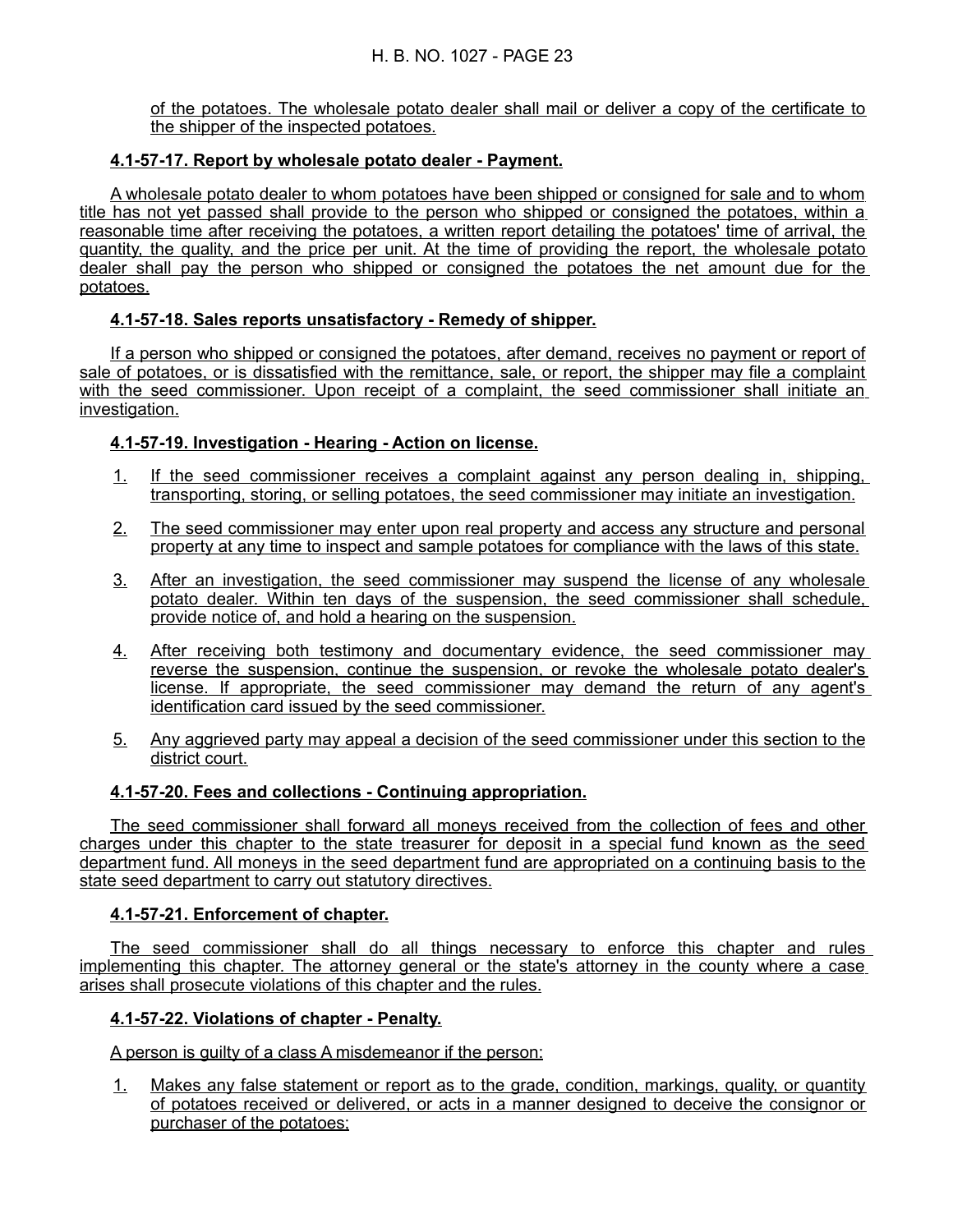of the potatoes. The wholesale potato dealer shall mail or deliver a copy of the certificate to the shipper of the inspected potatoes.

**4.1-57-17. Report by wholesale potato dealer - Payment.**

A wholesale potato dealer to whom potatoes have been shipped or consigned for sale and to whom title has not yet passed shall provide to the person who shipped or consigned the potatoes, within a reasonable time after receiving the potatoes, a written report detailing the potatoes' time of arrival, the quantity, the quality, and the price per unit. At the time of providing the report, the wholesale potato dealer shall pay the person who shipped or consigned the potatoes the net amount due for the potatoes.

**4.1-57-18. Sales reports unsatisfactory - Remedy of shipper.**

If a person who shipped or consigned the potatoes, after demand, receives no payment or report of sale of potatoes, or is dissatisfied with the remittance, sale, or report, the shipper may file a complaint with the seed commissioner. Upon receipt of a complaint, the seed commissioner shall initiate an investigation.

**4.1-57-19. Investigation - Hearing - Action on license.**

1. If the seed commissioner receives a complaint against any person dealing in, shipping, transporting, storing, or selling potatoes, the seed commissioner may initiate an investigation.
2. The seed commissioner may enter upon real property and access any structure and personal property at any time to inspect and sample potatoes for compliance with the laws of this state.
3. After an investigation, the seed commissioner may suspend the license of any wholesale potato dealer. Within ten days of the suspension, the seed commissioner shall schedule, provide notice of, and hold a hearing on the suspension.
4. After receiving both testimony and documentary evidence, the seed commissioner may reverse the suspension, continue the suspension, or revoke the wholesale potato dealer's license. If appropriate, the seed commissioner may demand the return of any agent's identification card issued by the seed commissioner.
5. Any aggrieved party may appeal a decision of the seed commissioner under this section to the district court.

**4.1-57-20. Fees and collections - Continuing appropriation.**

The seed commissioner shall forward all moneys received from the collection of fees and other charges under this chapter to the state treasurer for deposit in a special fund known as the seed department fund. All moneys in the seed department fund are appropriated on a continuing basis to the state seed department to carry out statutory directives.

**4.1-57-21. Enforcement of chapter.**

The seed commissioner shall do all things necessary to enforce this chapter and rules implementing this chapter. The attorney general or the state's attorney in the county where a case arises shall prosecute violations of this chapter and the rules.

**4.1-57-22. Violations of chapter - Penalty.**

A person is guilty of a class A misdemeanor if the person:

1. Makes any false statement or report as to the grade, condition, markings, quality, or quantity of potatoes received or delivered, or acts in a manner designed to deceive the consignor or purchaser of the potatoes;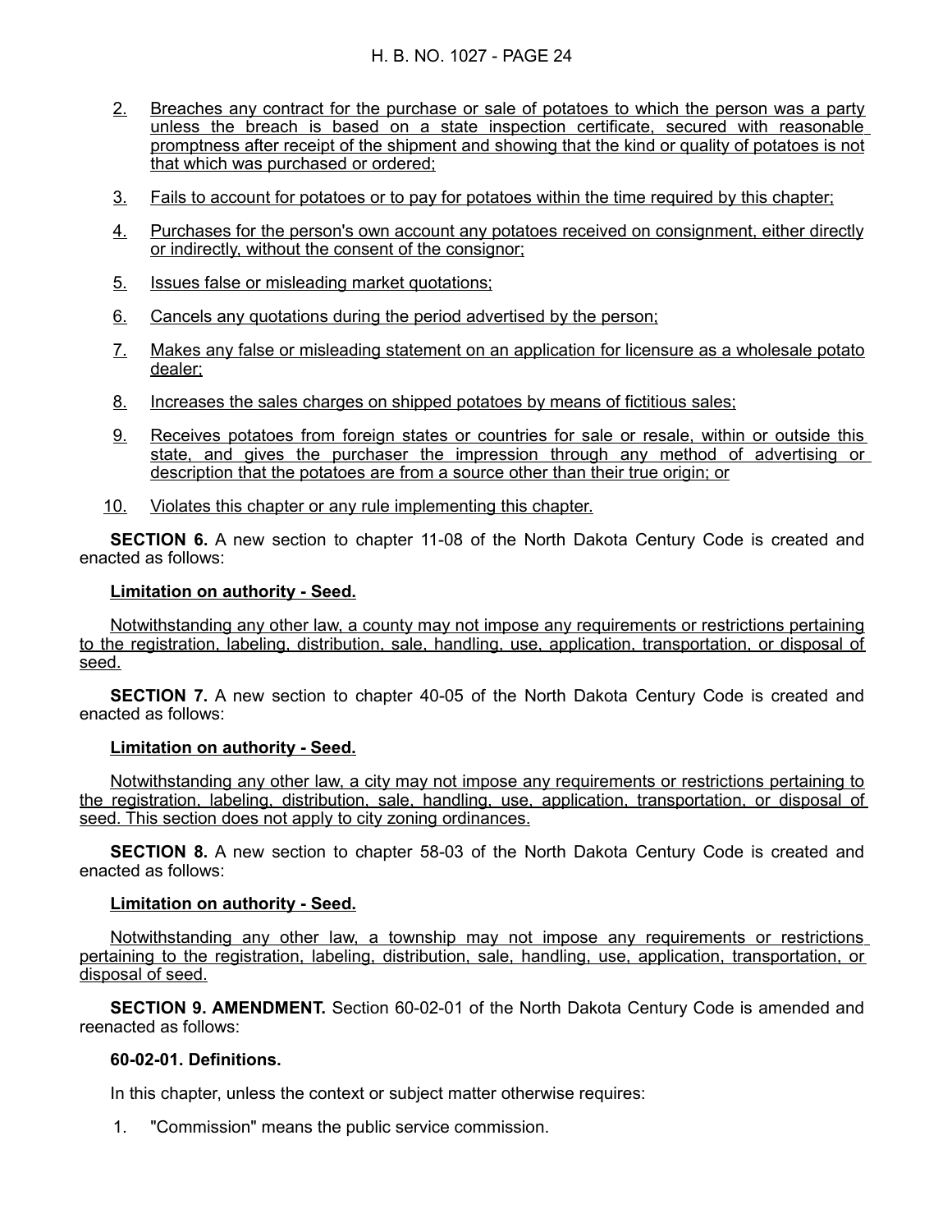2. Breaches any contract for the purchase or sale of potatoes to which the person was a party unless the breach is based on a state inspection certificate, secured with reasonable promptness after receipt of the shipment and showing that the kind or quality of potatoes is not that which was purchased or ordered;

3. Fails to account for potatoes or to pay for potatoes within the time required by this chapter;

4. Purchases for the person's own account any potatoes received on consignment, either directly or indirectly, without the consent of the consignor;

5. Issues false or misleading market quotations;

6. Cancels any quotations during the period advertised by the person;

7. Makes any false or misleading statement on an application for licensure as a wholesale potato dealer;

8. Increases the sales charges on shipped potatoes by means of fictitious sales;

9. Receives potatoes from foreign states or countries for sale or resale, within or outside this state, and gives the purchaser the impression through any method of advertising or description that the potatoes are from a source other than their true origin; or

10. Violates this chapter or any rule implementing this chapter.

**SECTION 6.** A new section to chapter 11-08 of the North Dakota Century Code is created and enacted as follows:

**Limitation on authority - Seed.**

Notwithstanding any other law, a county may not impose any requirements or restrictions pertaining to the registration, labeling, distribution, sale, handling, use, application, transportation, or disposal of seed.

**SECTION 7.** A new section to chapter 40-05 of the North Dakota Century Code is created and enacted as follows:

**Limitation on authority - Seed.**

Notwithstanding any other law, a city may not impose any requirements or restrictions pertaining to the registration, labeling, distribution, sale, handling, use, application, transportation, or disposal of seed. This section does not apply to city zoning ordinances.

**SECTION 8.** A new section to chapter 58-03 of the North Dakota Century Code is created and enacted as follows:

**Limitation on authority - Seed.**

Notwithstanding any other law, a township may not impose any requirements or restrictions pertaining to the registration, labeling, distribution, sale, handling, use, application, transportation, or disposal of seed.

**SECTION 9. AMENDMENT.** Section 60-02-01 of the North Dakota Century Code is amended and reenacted as follows:

**60-02-01. Definitions.**

In this chapter, unless the context or subject matter otherwise requires:

1. "Commission" means the public service commission.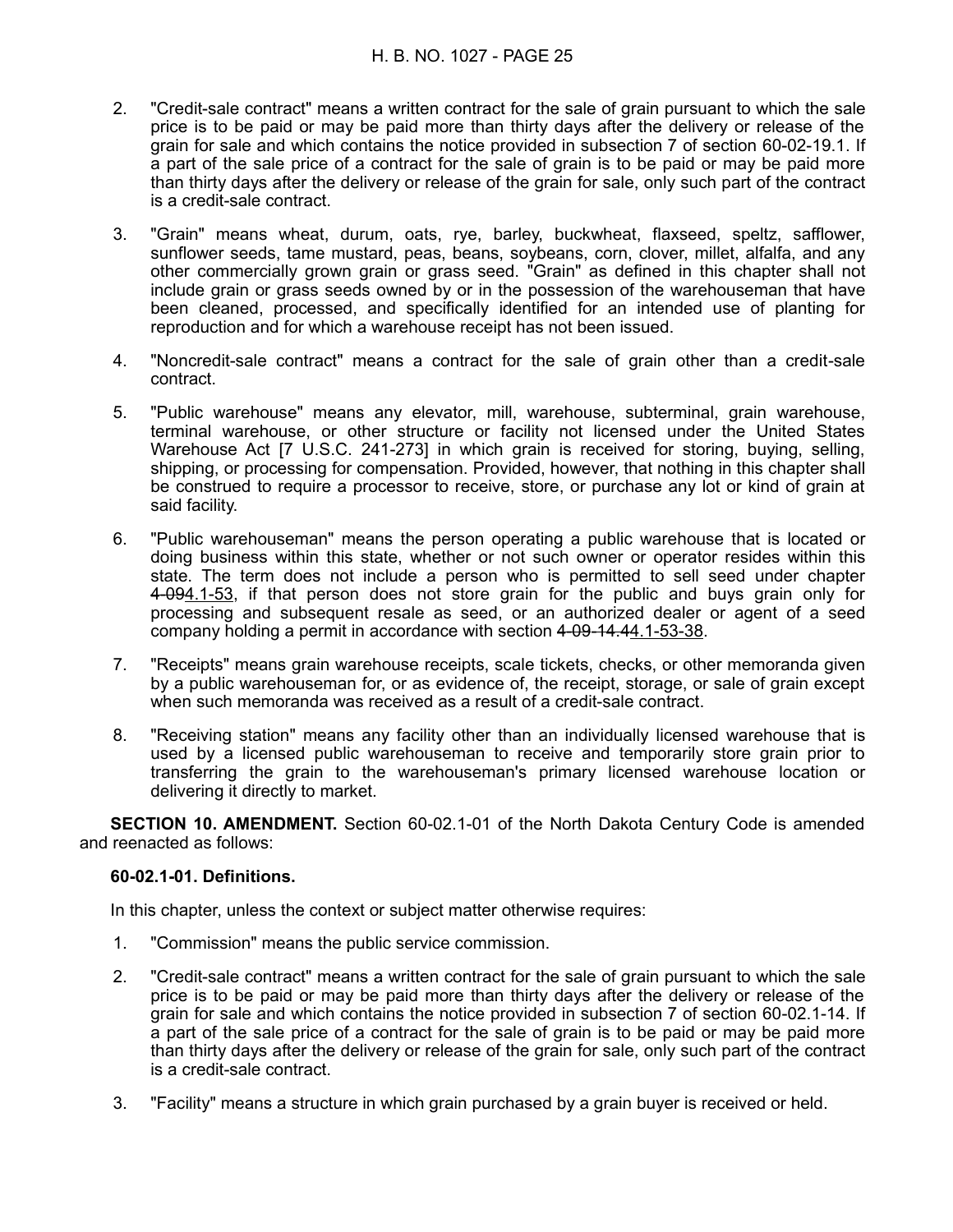2. "Credit-sale contract" means a written contract for the sale of grain pursuant to which the sale price is to be paid or may be paid more than thirty days after the delivery or release of the grain for sale and which contains the notice provided in subsection 7 of section 60-02-19.1. If a part of the sale price of a contract for the sale of grain is to be paid or may be paid more than thirty days after the delivery or release of the grain for sale, only such part of the contract is a credit-sale contract.

3. "Grain" means wheat, durum, oats, rye, barley, buckwheat, flaxseed, speltz, safflower, sunflower seeds, tame mustard, peas, beans, soybeans, corn, clover, millet, alfalfa, and any other commercially grown grain or grass seed. "Grain" as defined in this chapter shall not include grain or grass seeds owned by or in the possession of the warehouseman that have been cleaned, processed, and specifically identified for an intended use of planting for reproduction and for which a warehouse receipt has not been issued.

4. "Noncredit-sale contract" means a contract for the sale of grain other than a credit-sale contract.

5. "Public warehouse" means any elevator, mill, warehouse, subterminal, grain warehouse, terminal warehouse, or other structure or facility not licensed under the United States Warehouse Act [7 U.S.C. 241-273] in which grain is received for storing, buying, selling, shipping, or processing for compensation. Provided, however, that nothing in this chapter shall be construed to require a processor to receive, store, or purchase any lot or kind of grain at said facility.

6. "Public warehouseman" means the person operating a public warehouse that is located or doing business within this state, whether or not such owner or operator resides within this state. The term does not include a person who is permitted to sell seed under chapter ~~4-09~~<u>4.1-53</u>, if that person does not store grain for the public and buys grain only for processing and subsequent resale as seed, or an authorized dealer or agent of a seed company holding a permit in accordance with section ~~4-09-14.4~~<u>4.1-53-38</u>.

7. "Receipts" means grain warehouse receipts, scale tickets, checks, or other memoranda given by a public warehouseman for, or as evidence of, the receipt, storage, or sale of grain except when such memoranda was received as a result of a credit-sale contract.

8. "Receiving station" means any facility other than an individually licensed warehouse that is used by a licensed public warehouseman to receive and temporarily store grain prior to transferring the grain to the warehouseman's primary licensed warehouse location or delivering it directly to market.

**SECTION 10. AMENDMENT.** Section 60-02.1-01 of the North Dakota Century Code is amended and reenacted as follows:

**60-02.1-01. Definitions.**

In this chapter, unless the context or subject matter otherwise requires:

1. "Commission" means the public service commission.

2. "Credit-sale contract" means a written contract for the sale of grain pursuant to which the sale price is to be paid or may be paid more than thirty days after the delivery or release of the grain for sale and which contains the notice provided in subsection 7 of section 60-02.1-14. If a part of the sale price of a contract for the sale of grain is to be paid or may be paid more than thirty days after the delivery or release of the grain for sale, only such part of the contract is a credit-sale contract.

3. "Facility" means a structure in which grain purchased by a grain buyer is received or held.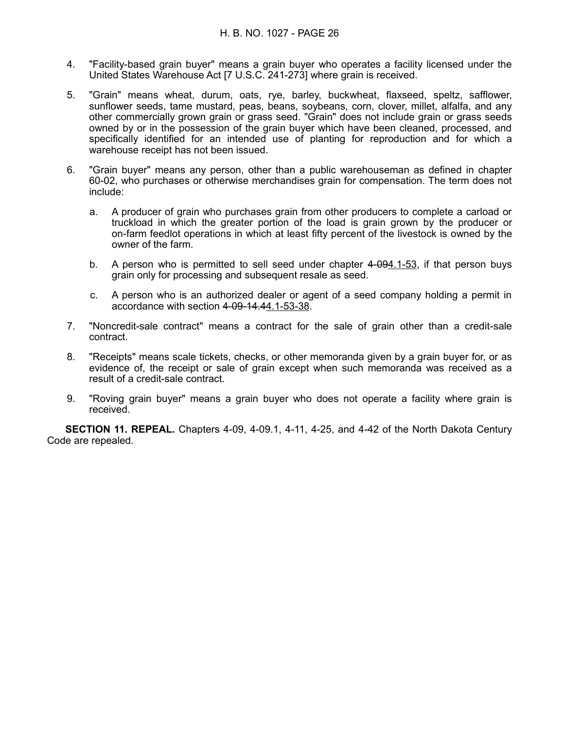4. "Facility-based grain buyer" means a grain buyer who operates a facility licensed under the United States Warehouse Act [7 U.S.C. 241-273] where grain is received.

5. "Grain" means wheat, durum, oats, rye, barley, buckwheat, flaxseed, speltz, safflower, sunflower seeds, tame mustard, peas, beans, soybeans, corn, clover, millet, alfalfa, and any other commercially grown grain or grass seed. "Grain" does not include grain or grass seeds owned by or in the possession of the grain buyer which have been cleaned, processed, and specifically identified for an intended use of planting for reproduction and for which a warehouse receipt has not been issued.

6. "Grain buyer" means any person, other than a public warehouseman as defined in chapter 60-02, who purchases or otherwise merchandises grain for compensation. The term does not include:

   a. A producer of grain who purchases grain from other producers to complete a carload or truckload in which the greater portion of the load is grain grown by the producer or on-farm feedlot operations in which at least fifty percent of the livestock is owned by the owner of the farm.

   b. A person who is permitted to sell seed under chapter ~~4-09~~4.1-53, if that person buys grain only for processing and subsequent resale as seed.

   c. A person who is an authorized dealer or agent of a seed company holding a permit in accordance with section ~~4-09-14.4~~4.1-53-38.

7. "Noncredit-sale contract" means a contract for the sale of grain other than a credit-sale contract.

8. "Receipts" means scale tickets, checks, or other memoranda given by a grain buyer for, or as evidence of, the receipt or sale of grain except when such memoranda was received as a result of a credit-sale contract.

9. "Roving grain buyer" means a grain buyer who does not operate a facility where grain is received.

**SECTION 11. REPEAL.** Chapters 4-09, 4-09.1, 4-11, 4-25, and 4-42 of the North Dakota Century Code are repealed.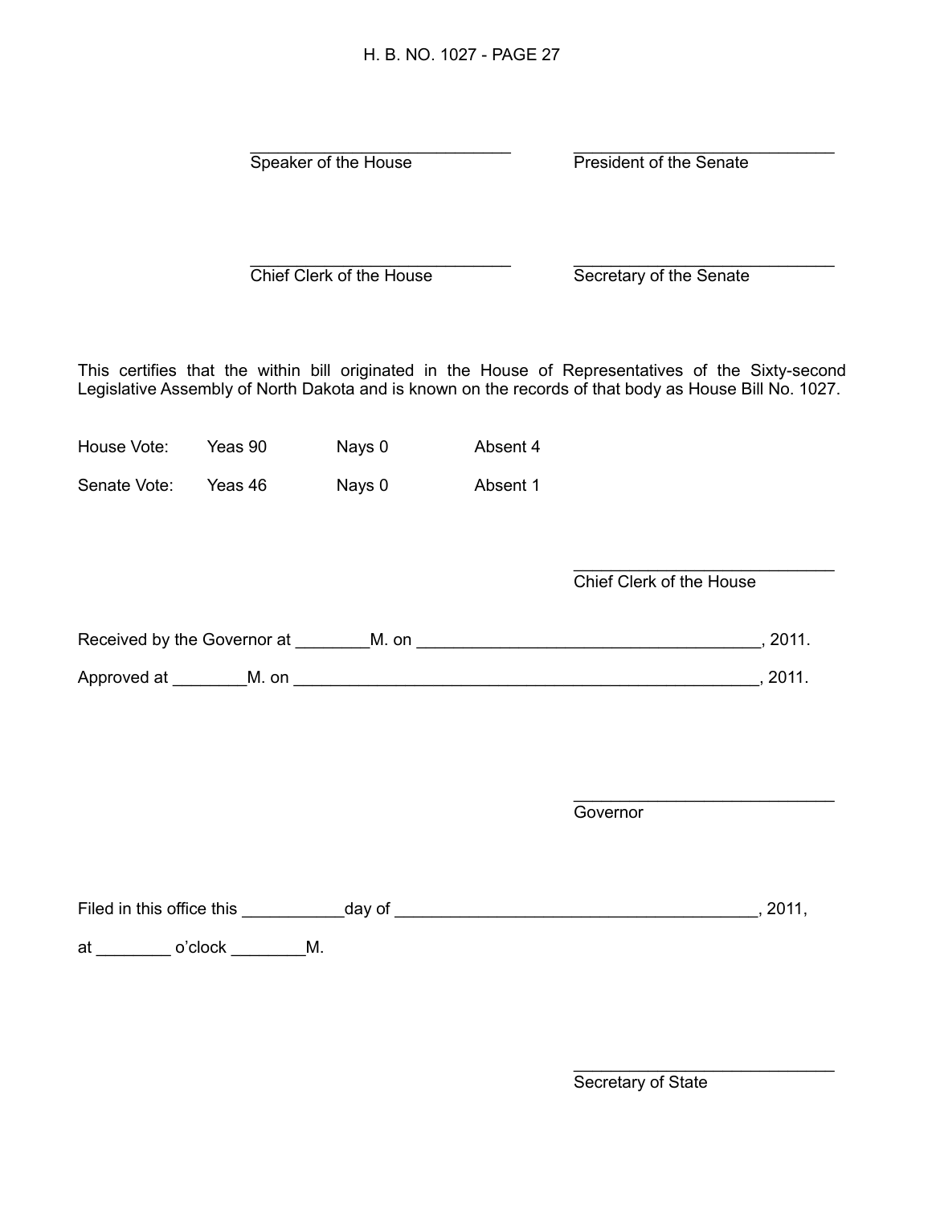\_\_\_\_\_\_\_\_\_\_\_\_\_\_\_\_\_\_\_\_\_\_\_\_\_\_\_\_ Speaker of the House

\_\_\_\_\_\_\_\_\_\_\_\_\_\_\_\_\_\_\_\_\_\_\_\_\_\_\_\_ President of the Senate

\_\_\_\_\_\_\_\_\_\_\_\_\_\_\_\_\_\_\_\_\_\_\_\_\_\_\_\_ Chief Clerk of the House

\_\_\_\_\_\_\_\_\_\_\_\_\_\_\_\_\_\_\_\_\_\_\_\_\_\_\_\_ Secretary of the Senate

This certifies that the within bill originated in the House of Representatives of the Sixty-second Legislative Assembly of North Dakota and is known on the records of that body as House Bill No. 1027.

| | | | |
|---|---|---|---|
| House Vote: | Yeas 90 | Nays 0 | Absent 4 |
| Senate Vote: | Yeas 46 | Nays 0 | Absent 1 |

\_\_\_\_\_\_\_\_\_\_\_\_\_\_\_\_\_\_\_\_\_\_\_\_\_\_\_\_ Chief Clerk of the House

Received by the Governor at \_\_\_\_\_\_\_\_M. on \_\_\_\_\_\_\_\_\_\_\_\_\_\_\_\_\_\_\_\_\_\_\_\_\_\_\_\_\_\_\_\_\_\_\_\_\_\_, 2011.

Approved at \_\_\_\_\_\_\_\_M. on \_\_\_\_\_\_\_\_\_\_\_\_\_\_\_\_\_\_\_\_\_\_\_\_\_\_\_\_\_\_\_\_\_\_\_\_\_\_\_\_\_\_\_\_\_\_\_\_\_\_\_\_\_, 2011.

\_\_\_\_\_\_\_\_\_\_\_\_\_\_\_\_\_\_\_\_\_\_\_\_\_\_\_\_ Governor

Filed in this office this \_\_\_\_\_\_\_\_\_\_\_day of \_\_\_\_\_\_\_\_\_\_\_\_\_\_\_\_\_\_\_\_\_\_\_\_\_\_\_\_\_\_\_\_\_\_\_\_\_\_\_\_, 2011,

at \_\_\_\_\_\_\_\_ o'clock \_\_\_\_\_\_\_\_M.

\_\_\_\_\_\_\_\_\_\_\_\_\_\_\_\_\_\_\_\_\_\_\_\_\_\_\_\_ Secretary of State